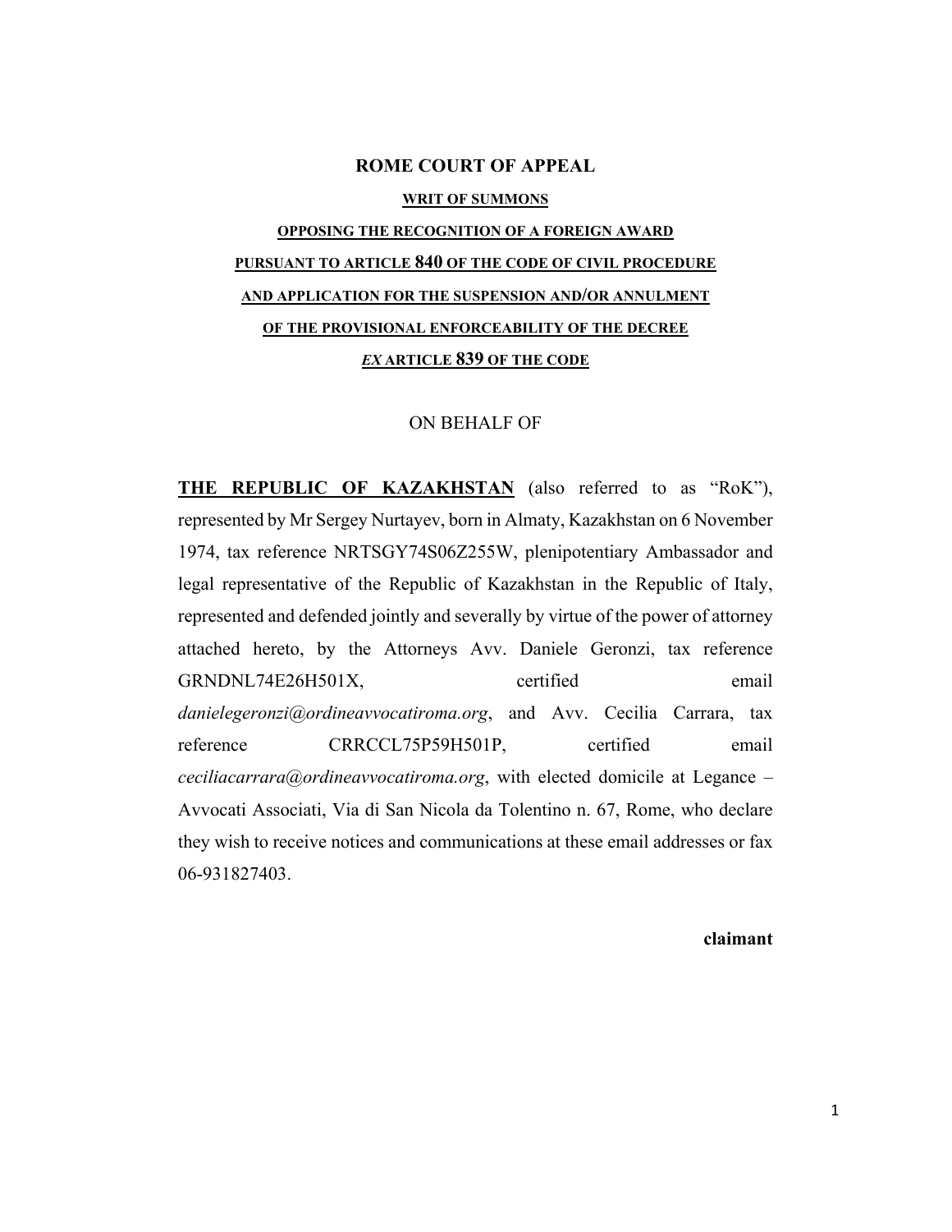# ROME COURT OF APPEAL

**<u>WRIT OF SUMMONS</u>**

**<u>OPPOSING THE RECOGNITION OF A FOREIGN AWARD</u>**

**<u>PURSUANT TO ARTICLE 840 OF THE CODE OF CIVIL PROCEDURE</u>**

**<u>AND APPLICATION FOR THE SUSPENSION AND/OR ANNULMENT</u>**

**<u>OF THE PROVISIONAL ENFORCEABILITY OF THE DECREE</u>**

**<u>*EX* ARTICLE 839 OF THE CODE</u>**

ON BEHALF OF

**<u>THE REPUBLIC OF KAZAKHSTAN</u>** (also referred to as "RoK"), represented by Mr Sergey Nurtayev, born in Almaty, Kazakhstan on 6 November 1974, tax reference NRTSGY74S06Z255W, plenipotentiary Ambassador and legal representative of the Republic of Kazakhstan in the Republic of Italy, represented and defended jointly and severally by virtue of the power of attorney attached hereto, by the Attorneys Avv. Daniele Geronzi, tax reference GRNDNL74E26H501X, certified email *danielegeronzi@ordineavvocatiroma.org*, and Avv. Cecilia Carrara, tax reference CRRCCL75P59H501P, certified email *ceciliacarrara@ordineavvocatiroma.org*, with elected domicile at Legance – Avvocati Associati, Via di San Nicola da Tolentino n. 67, Rome, who declare they wish to receive notices and communications at these email addresses or fax 06-931827403.

**claimant**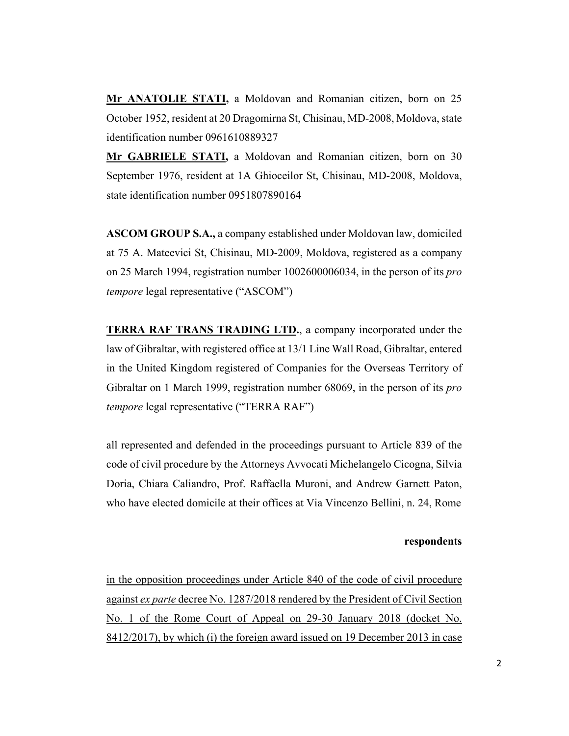**Mr ANATOLIE STATI,** a Moldovan and Romanian citizen, born on 25 October 1952, resident at 20 Dragomirna St, Chisinau, MD-2008, Moldova, state identification number 0961610889327

**Mr GABRIELE STATI,** a Moldovan and Romanian citizen, born on 30 September 1976, resident at 1A Ghioceilor St, Chisinau, MD-2008, Moldova, state identification number 0951807890164

**ASCOM GROUP S.A.,** a company established under Moldovan law, domiciled at 75 A. Mateevici St, Chisinau, MD-2009, Moldova, registered as a company on 25 March 1994, registration number 1002600006034, in the person of its *pro tempore* legal representative ("ASCOM")

**TERRA RAF TRANS TRADING LTD.**, a company incorporated under the law of Gibraltar, with registered office at 13/1 Line Wall Road, Gibraltar, entered in the United Kingdom registered of Companies for the Overseas Territory of Gibraltar on 1 March 1999, registration number 68069, in the person of its *pro tempore* legal representative ("TERRA RAF")

all represented and defended in the proceedings pursuant to Article 839 of the code of civil procedure by the Attorneys Avvocati Michelangelo Cicogna, Silvia Doria, Chiara Caliandro, Prof. Raffaella Muroni, and Andrew Garnett Paton, who have elected domicile at their offices at Via Vincenzo Bellini, n. 24, Rome

**respondents**

in the opposition proceedings under Article 840 of the code of civil procedure against *ex parte* decree No. 1287/2018 rendered by the President of Civil Section No. 1 of the Rome Court of Appeal on 29-30 January 2018 (docket No. 8412/2017), by which (i) the foreign award issued on 19 December 2013 in case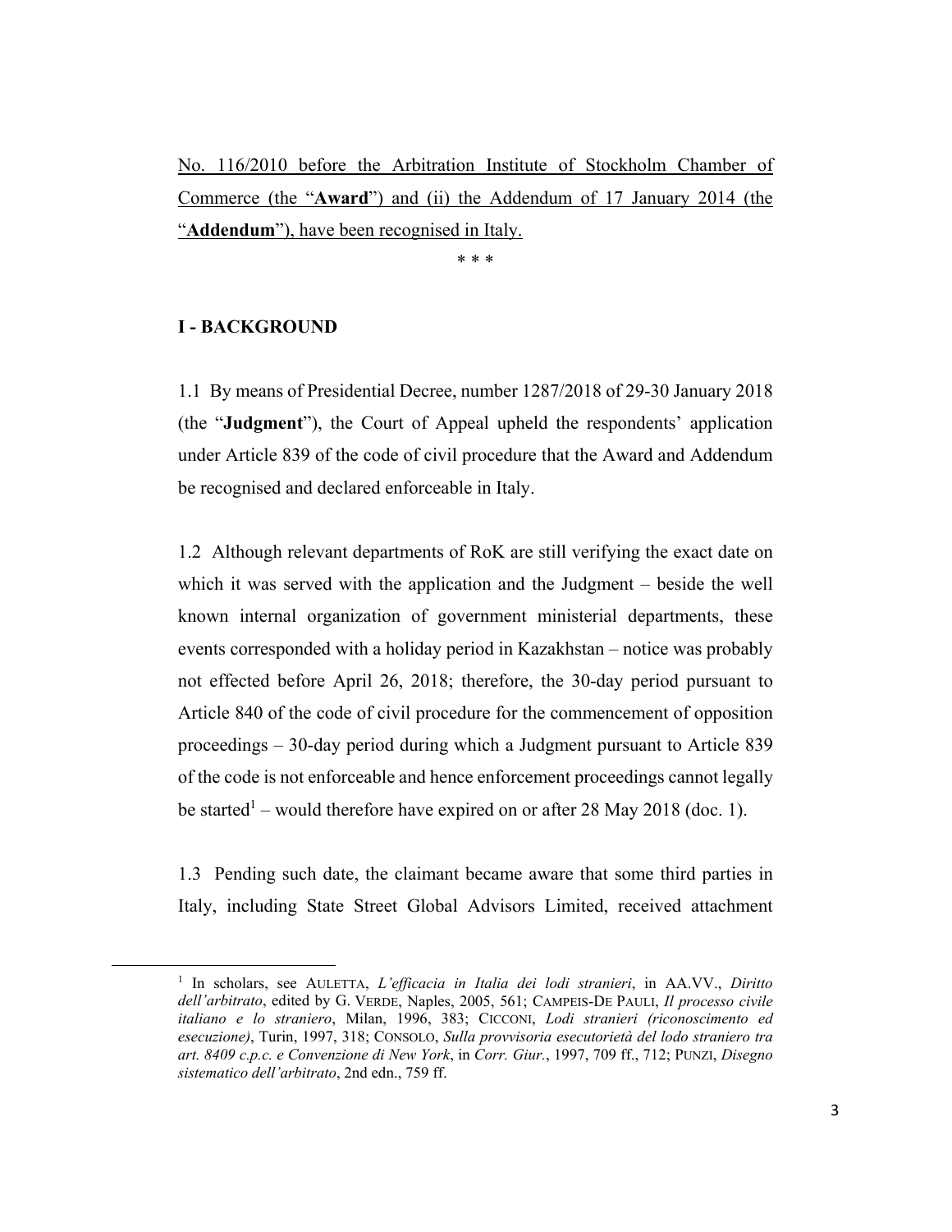No. 116/2010 before the Arbitration Institute of Stockholm Chamber of Commerce (the "**Award**") and (ii) the Addendum of 17 January 2014 (the "**Addendum**"), have been recognised in Italy.

\* \* \*

## I - BACKGROUND

1.1 By means of Presidential Decree, number 1287/2018 of 29-30 January 2018 (the "**Judgment**"), the Court of Appeal upheld the respondents' application under Article 839 of the code of civil procedure that the Award and Addendum be recognised and declared enforceable in Italy.

1.2 Although relevant departments of RoK are still verifying the exact date on which it was served with the application and the Judgment – beside the well known internal organization of government ministerial departments, these events corresponded with a holiday period in Kazakhstan – notice was probably not effected before April 26, 2018; therefore, the 30-day period pursuant to Article 840 of the code of civil procedure for the commencement of opposition proceedings – 30-day period during which a Judgment pursuant to Article 839 of the code is not enforceable and hence enforcement proceedings cannot legally be started[1] – would therefore have expired on or after 28 May 2018 (doc. 1).

1.3 Pending such date, the claimant became aware that some third parties in Italy, including State Street Global Advisors Limited, received attachment

[1] In scholars, see AULETTA, *L'efficacia in Italia dei lodi stranieri*, in AA.VV., *Diritto dell'arbitrato*, edited by G. VERDE, Naples, 2005, 561; CAMPEIS-DE PAULI, *Il processo civile italiano e lo straniero*, Milan, 1996, 383; CICCONI, *Lodi stranieri (riconoscimento ed esecuzione)*, Turin, 1997, 318; CONSOLO, *Sulla provvisoria esecutorietà del lodo straniero tra art. 8409 c.p.c. e Convenzione di New York*, in *Corr. Giur.*, 1997, 709 ff., 712; PUNZI, *Disegno sistematico dell'arbitrato*, 2nd edn., 759 ff.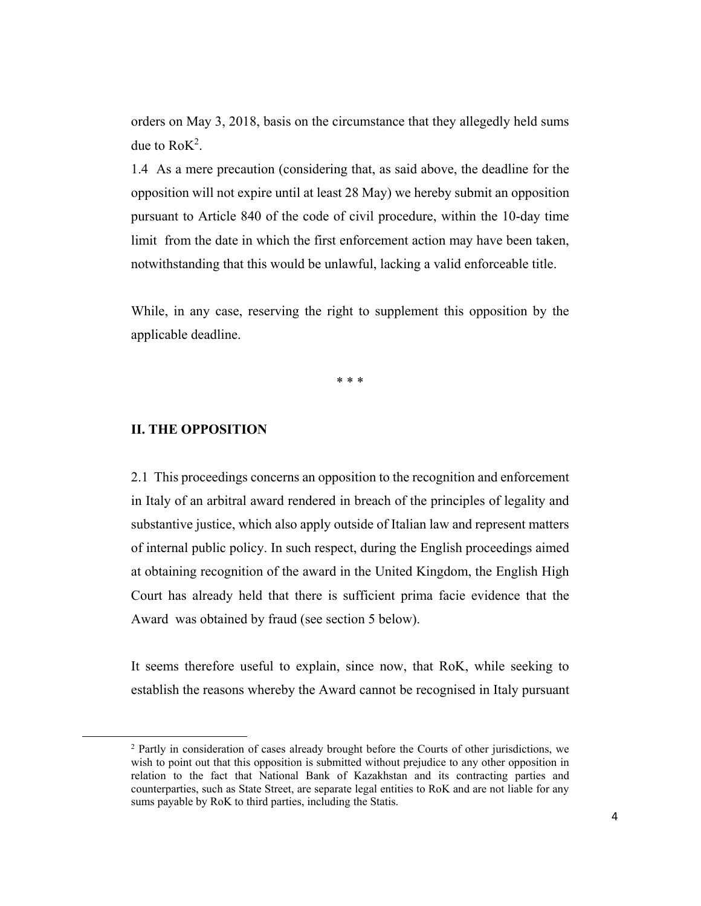orders on May 3, 2018, basis on the circumstance that they allegedly held sums due to RoK[2].

1.4 As a mere precaution (considering that, as said above, the deadline for the opposition will not expire until at least 28 May) we hereby submit an opposition pursuant to Article 840 of the code of civil procedure, within the 10-day time limit from the date in which the first enforcement action may have been taken, notwithstanding that this would be unlawful, lacking a valid enforceable title.

While, in any case, reserving the right to supplement this opposition by the applicable deadline.

\* \* \*

## II. THE OPPOSITION

2.1 This proceedings concerns an opposition to the recognition and enforcement in Italy of an arbitral award rendered in breach of the principles of legality and substantive justice, which also apply outside of Italian law and represent matters of internal public policy. In such respect, during the English proceedings aimed at obtaining recognition of the award in the United Kingdom, the English High Court has already held that there is sufficient prima facie evidence that the Award was obtained by fraud (see section 5 below).

It seems therefore useful to explain, since now, that RoK, while seeking to establish the reasons whereby the Award cannot be recognised in Italy pursuant

---

[2] Partly in consideration of cases already brought before the Courts of other jurisdictions, we wish to point out that this opposition is submitted without prejudice to any other opposition in relation to the fact that National Bank of Kazakhstan and its contracting parties and counterparties, such as State Street, are separate legal entities to RoK and are not liable for any sums payable by RoK to third parties, including the Statis.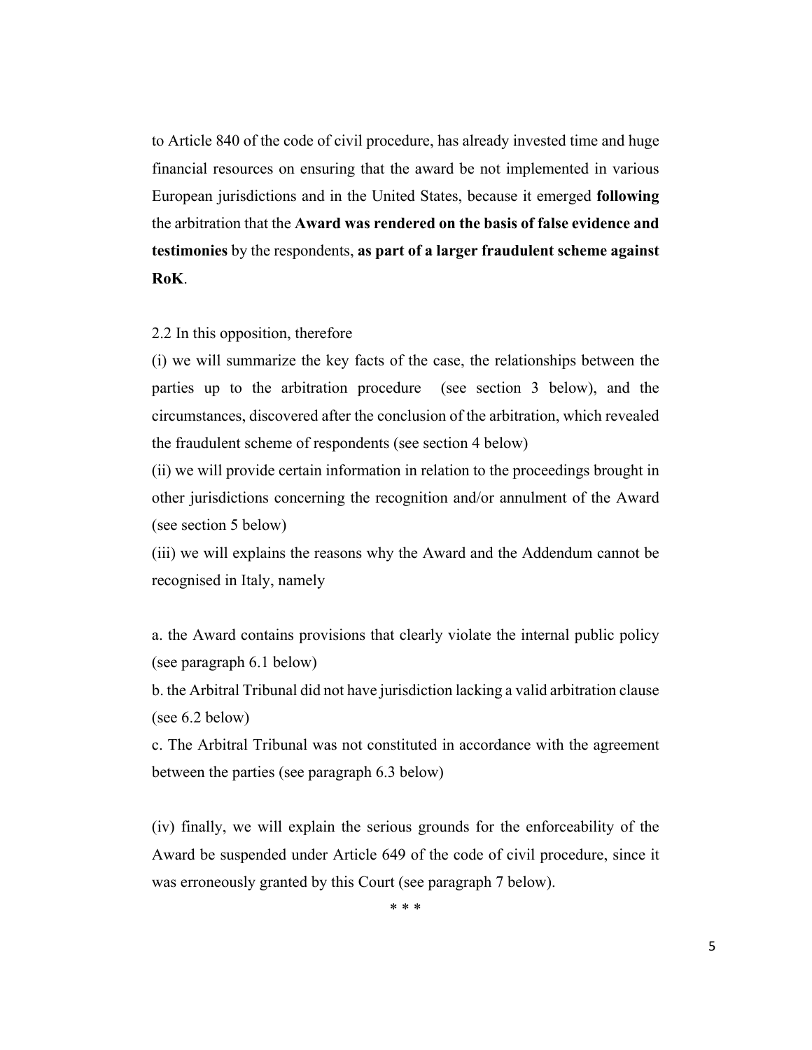to Article 840 of the code of civil procedure, has already invested time and huge financial resources on ensuring that the award be not implemented in various European jurisdictions and in the United States, because it emerged **following** the arbitration that the **Award was rendered on the basis of false evidence and testimonies** by the respondents, **as part of a larger fraudulent scheme against RoK**.

2.2 In this opposition, therefore

(i) we will summarize the key facts of the case, the relationships between the parties up to the arbitration procedure (see section 3 below), and the circumstances, discovered after the conclusion of the arbitration, which revealed the fraudulent scheme of respondents (see section 4 below)

(ii) we will provide certain information in relation to the proceedings brought in other jurisdictions concerning the recognition and/or annulment of the Award (see section 5 below)

(iii) we will explains the reasons why the Award and the Addendum cannot be recognised in Italy, namely

a. the Award contains provisions that clearly violate the internal public policy (see paragraph 6.1 below)

b. the Arbitral Tribunal did not have jurisdiction lacking a valid arbitration clause (see 6.2 below)

c. The Arbitral Tribunal was not constituted in accordance with the agreement between the parties (see paragraph 6.3 below)

(iv) finally, we will explain the serious grounds for the enforceability of the Award be suspended under Article 649 of the code of civil procedure, since it was erroneously granted by this Court (see paragraph 7 below).

\* \* \*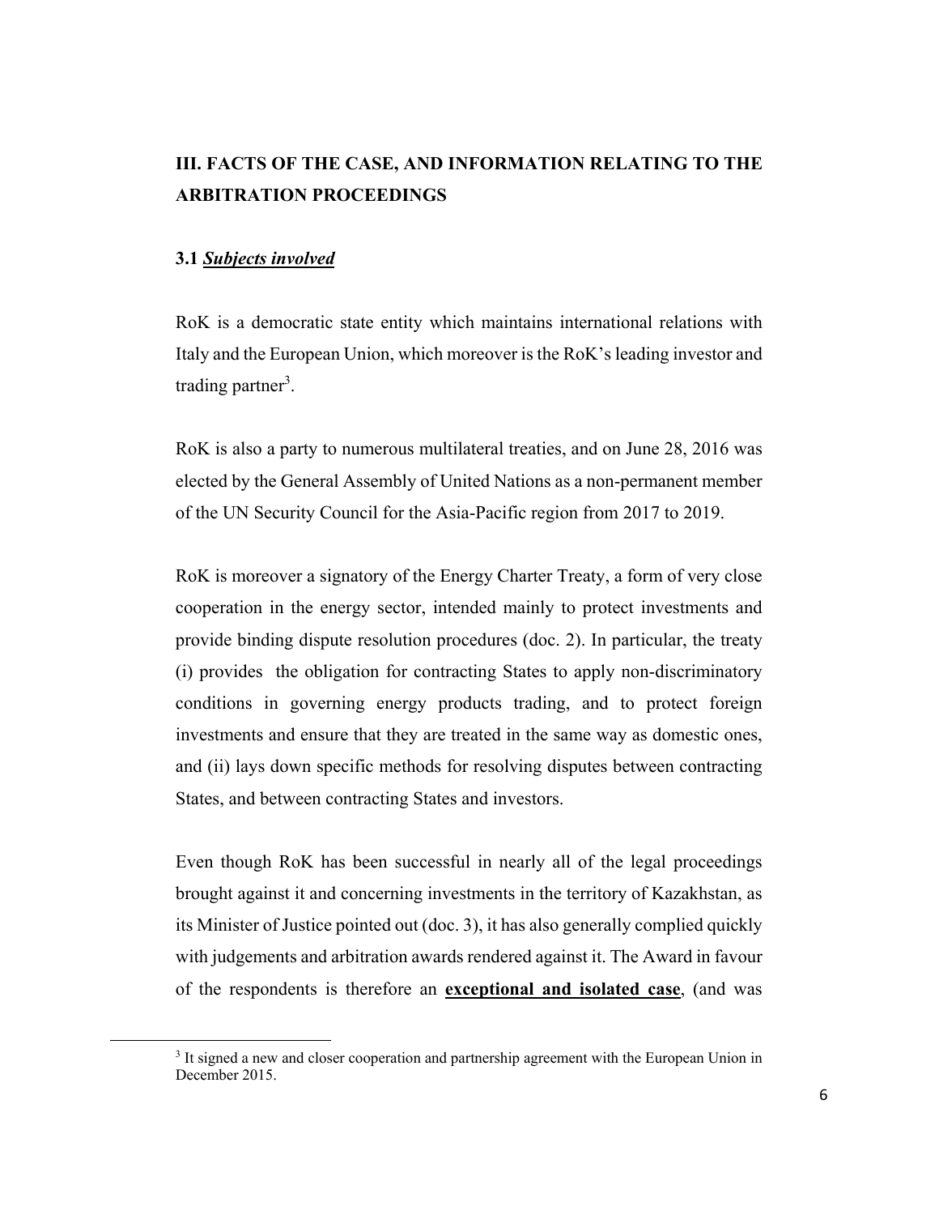## III. FACTS OF THE CASE, AND INFORMATION RELATING TO THE ARBITRATION PROCEEDINGS

### 3.1 ***Subjects involved***

RoK is a democratic state entity which maintains international relations with Italy and the European Union, which moreover is the RoK's leading investor and trading partner[3].

RoK is also a party to numerous multilateral treaties, and on June 28, 2016 was elected by the General Assembly of United Nations as a non-permanent member of the UN Security Council for the Asia-Pacific region from 2017 to 2019.

RoK is moreover a signatory of the Energy Charter Treaty, a form of very close cooperation in the energy sector, intended mainly to protect investments and provide binding dispute resolution procedures (doc. 2). In particular, the treaty (i) provides the obligation for contracting States to apply non-discriminatory conditions in governing energy products trading, and to protect foreign investments and ensure that they are treated in the same way as domestic ones, and (ii) lays down specific methods for resolving disputes between contracting States, and between contracting States and investors.

Even though RoK has been successful in nearly all of the legal proceedings brought against it and concerning investments in the territory of Kazakhstan, as its Minister of Justice pointed out (doc. 3), it has also generally complied quickly with judgements and arbitration awards rendered against it. The Award in favour of the respondents is therefore an **exceptional and isolated case**, (and was

[3] It signed a new and closer cooperation and partnership agreement with the European Union in December 2015.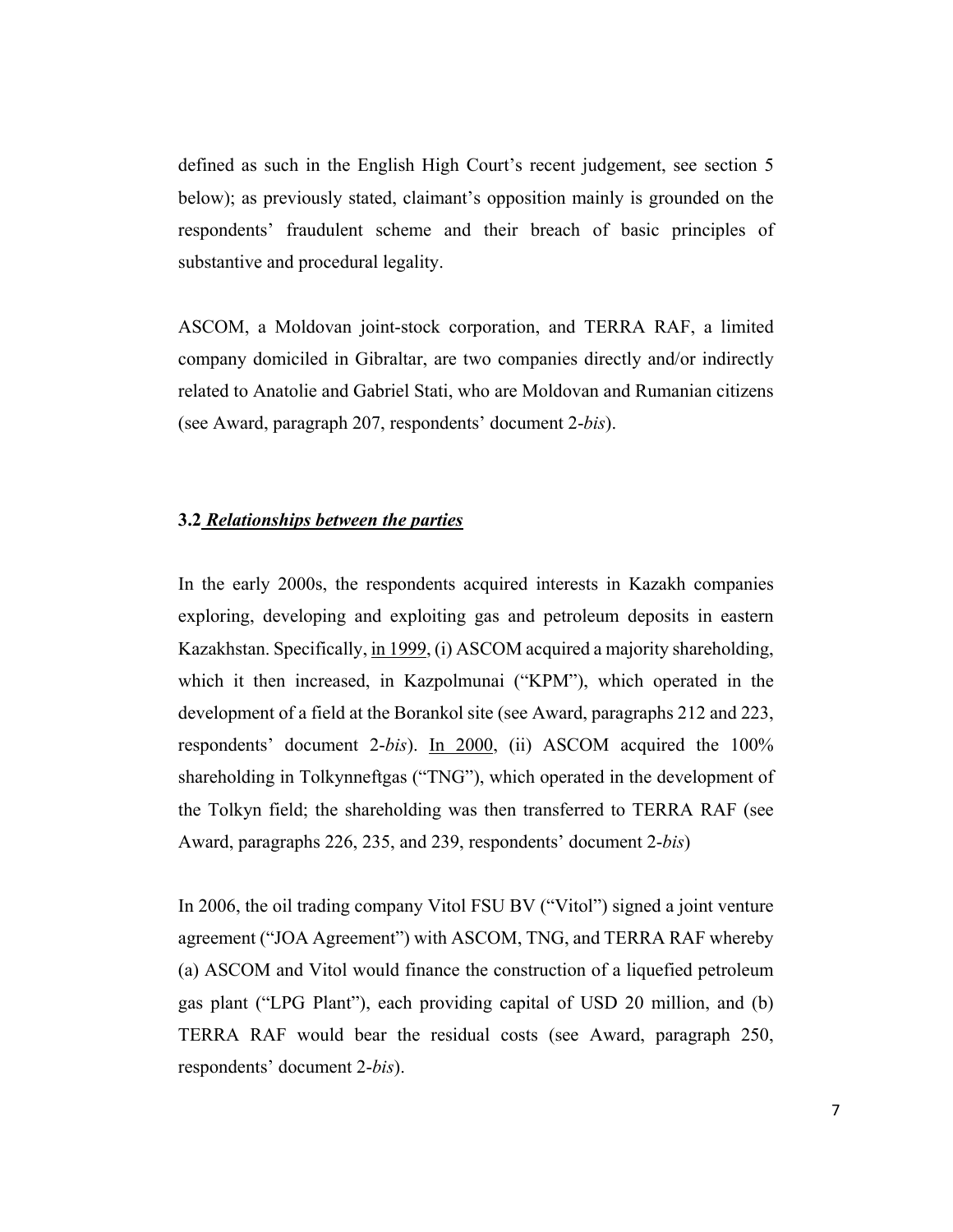defined as such in the English High Court's recent judgement, see section 5 below); as previously stated, claimant's opposition mainly is grounded on the respondents' fraudulent scheme and their breach of basic principles of substantive and procedural legality.

ASCOM, a Moldovan joint-stock corporation, and TERRA RAF, a limited company domiciled in Gibraltar, are two companies directly and/or indirectly related to Anatolie and Gabriel Stati, who are Moldovan and Rumanian citizens (see Award, paragraph 207, respondents' document 2-*bis*).

### **3.2** ***Relationships between the parties***

In the early 2000s, the respondents acquired interests in Kazakh companies exploring, developing and exploiting gas and petroleum deposits in eastern Kazakhstan. Specifically, in 1999, (i) ASCOM acquired a majority shareholding, which it then increased, in Kazpolmunai ("KPM"), which operated in the development of a field at the Borankol site (see Award, paragraphs 212 and 223, respondents' document 2-*bis*). In 2000, (ii) ASCOM acquired the 100% shareholding in Tolkynneftgas ("TNG"), which operated in the development of the Tolkyn field; the shareholding was then transferred to TERRA RAF (see Award, paragraphs 226, 235, and 239, respondents' document 2-*bis*)

In 2006, the oil trading company Vitol FSU BV ("Vitol") signed a joint venture agreement ("JOA Agreement") with ASCOM, TNG, and TERRA RAF whereby (a) ASCOM and Vitol would finance the construction of a liquefied petroleum gas plant ("LPG Plant"), each providing capital of USD 20 million, and (b) TERRA RAF would bear the residual costs (see Award, paragraph 250, respondents' document 2-*bis*).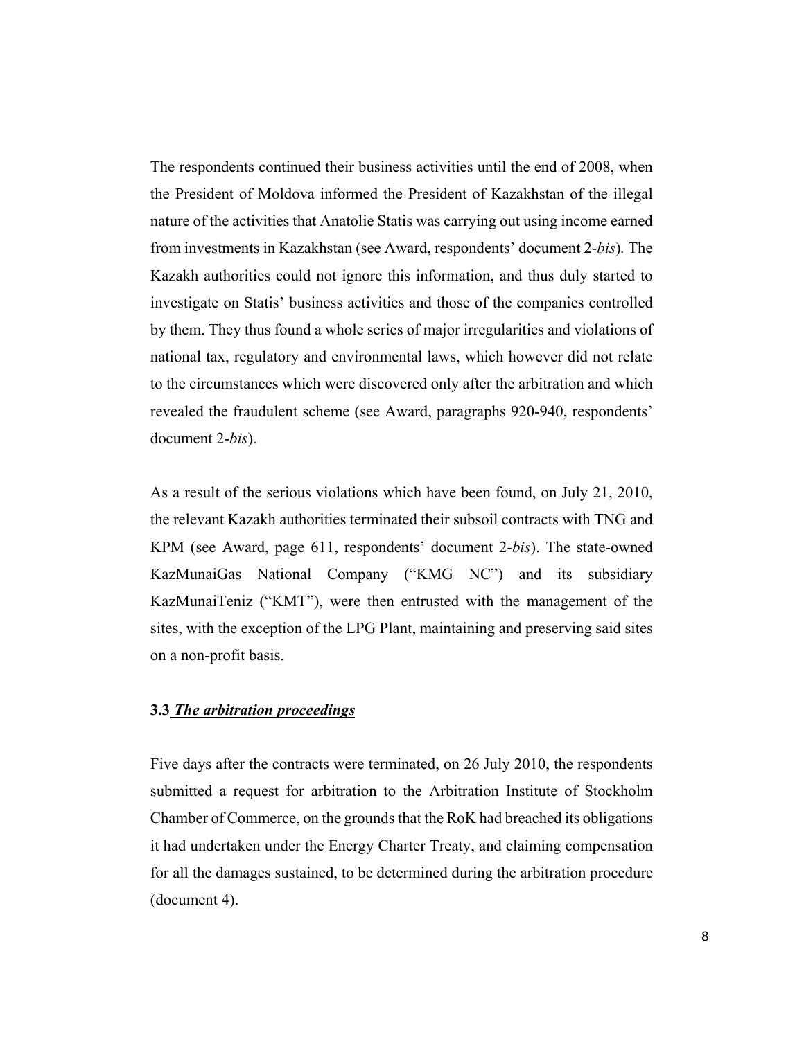The respondents continued their business activities until the end of 2008, when the President of Moldova informed the President of Kazakhstan of the illegal nature of the activities that Anatolie Statis was carrying out using income earned from investments in Kazakhstan (see Award, respondents' document 2-*bis*). The Kazakh authorities could not ignore this information, and thus duly started to investigate on Statis' business activities and those of the companies controlled by them. They thus found a whole series of major irregularities and violations of national tax, regulatory and environmental laws, which however did not relate to the circumstances which were discovered only after the arbitration and which revealed the fraudulent scheme (see Award, paragraphs 920-940, respondents' document 2-*bis*).

As a result of the serious violations which have been found, on July 21, 2010, the relevant Kazakh authorities terminated their subsoil contracts with TNG and KPM (see Award, page 611, respondents' document 2-*bis*). The state-owned KazMunaiGas National Company ("KMG NC") and its subsidiary KazMunaiTeniz ("KMT"), were then entrusted with the management of the sites, with the exception of the LPG Plant, maintaining and preserving said sites on a non-profit basis.

### 3.3 ***The arbitration proceedings***

Five days after the contracts were terminated, on 26 July 2010, the respondents submitted a request for arbitration to the Arbitration Institute of Stockholm Chamber of Commerce, on the grounds that the RoK had breached its obligations it had undertaken under the Energy Charter Treaty, and claiming compensation for all the damages sustained, to be determined during the arbitration procedure (document 4).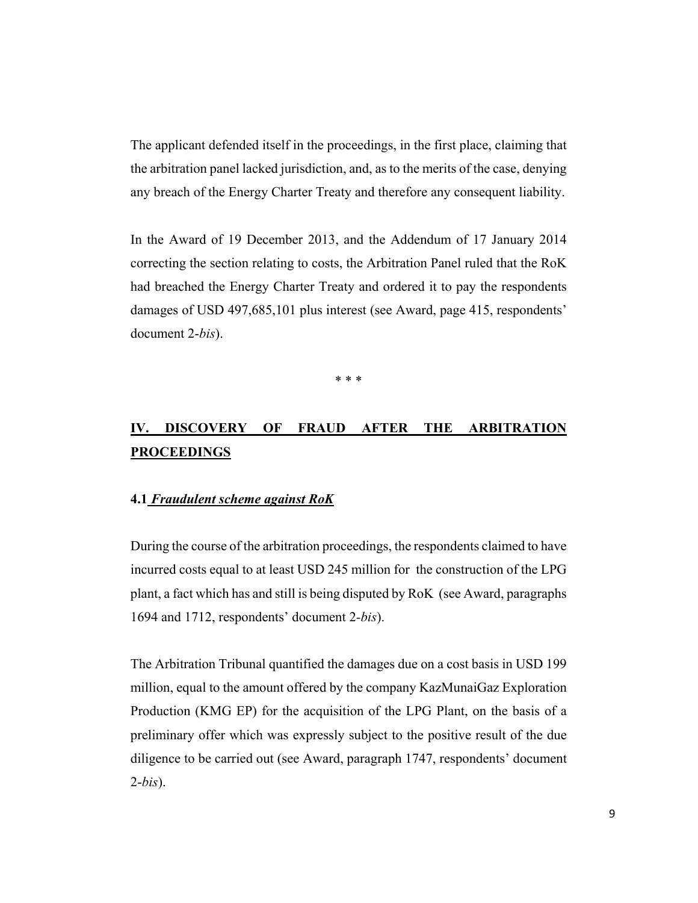The applicant defended itself in the proceedings, in the first place, claiming that the arbitration panel lacked jurisdiction, and, as to the merits of the case, denying any breach of the Energy Charter Treaty and therefore any consequent liability.

In the Award of 19 December 2013, and the Addendum of 17 January 2014 correcting the section relating to costs, the Arbitration Panel ruled that the RoK had breached the Energy Charter Treaty and ordered it to pay the respondents damages of USD 497,685,101 plus interest (see Award, page 415, respondents' document 2-*bis*).

\* \* \*

## <u>IV. DISCOVERY OF FRAUD AFTER THE ARBITRATION PROCEEDINGS</u>

### 4.1 <u>*Fraudulent scheme against RoK*</u>

During the course of the arbitration proceedings, the respondents claimed to have incurred costs equal to at least USD 245 million for the construction of the LPG plant, a fact which has and still is being disputed by RoK (see Award, paragraphs 1694 and 1712, respondents' document 2-*bis*).

The Arbitration Tribunal quantified the damages due on a cost basis in USD 199 million, equal to the amount offered by the company KazMunaiGaz Exploration Production (KMG EP) for the acquisition of the LPG Plant, on the basis of a preliminary offer which was expressly subject to the positive result of the due diligence to be carried out (see Award, paragraph 1747, respondents' document 2-*bis*).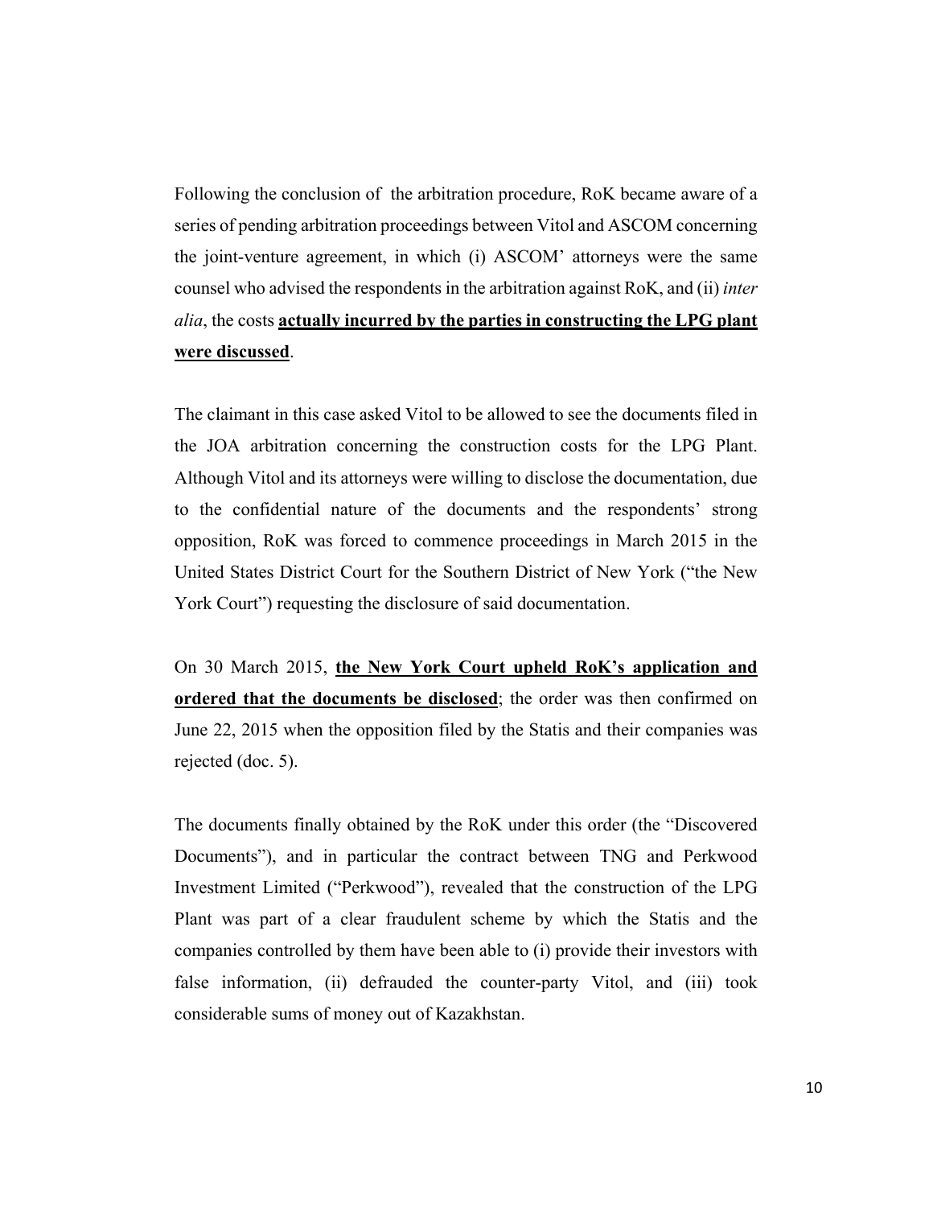Following the conclusion of  the arbitration procedure, RoK became aware of a series of pending arbitration proceedings between Vitol and ASCOM concerning the joint-venture agreement, in which (i) ASCOM' attorneys were the same counsel who advised the respondents in the arbitration against RoK, and (ii) *inter alia*, the costs **<u>actually incurred by the parties in constructing the LPG plant were discussed</u>**.

The claimant in this case asked Vitol to be allowed to see the documents filed in the JOA arbitration concerning the construction costs for the LPG Plant. Although Vitol and its attorneys were willing to disclose the documentation, due to the confidential nature of the documents and the respondents' strong opposition, RoK was forced to commence proceedings in March 2015 in the United States District Court for the Southern District of New York ("the New York Court") requesting the disclosure of said documentation.

On 30 March 2015, **<u>the New York Court upheld RoK's application and ordered that the documents be disclosed</u>**; the order was then confirmed on June 22, 2015 when the opposition filed by the Statis and their companies was rejected (doc. 5).

The documents finally obtained by the RoK under this order (the "Discovered Documents"), and in particular the contract between TNG and Perkwood Investment Limited ("Perkwood"), revealed that the construction of the LPG Plant was part of a clear fraudulent scheme by which the Statis and the companies controlled by them have been able to (i) provide their investors with false information, (ii) defrauded the counter-party Vitol, and (iii) took considerable sums of money out of Kazakhstan.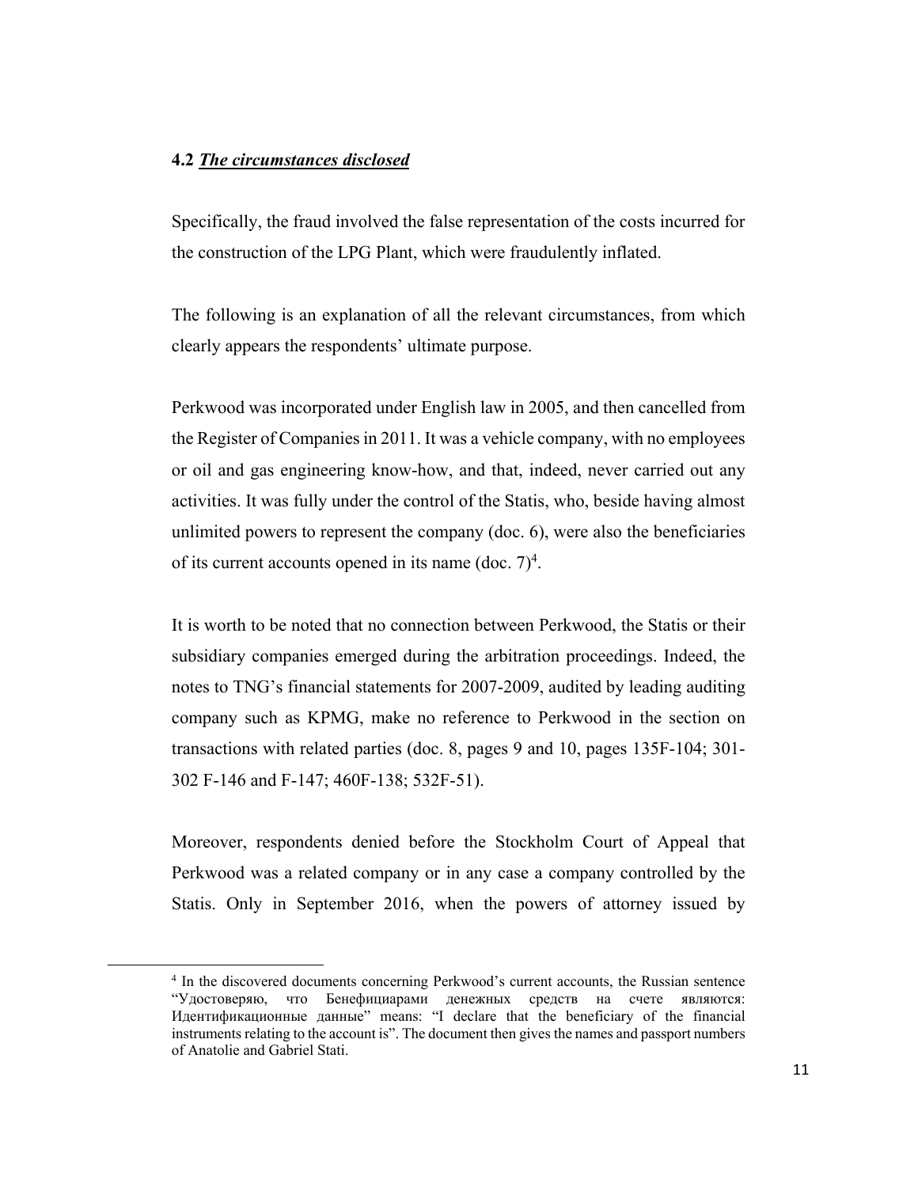**4.2** ***The circumstances disclosed***

Specifically, the fraud involved the false representation of the costs incurred for the construction of the LPG Plant, which were fraudulently inflated.

The following is an explanation of all the relevant circumstances, from which clearly appears the respondents' ultimate purpose.

Perkwood was incorporated under English law in 2005, and then cancelled from the Register of Companies in 2011. It was a vehicle company, with no employees or oil and gas engineering know-how, and that, indeed, never carried out any activities. It was fully under the control of the Statis, who, beside having almost unlimited powers to represent the company (doc. 6), were also the beneficiaries of its current accounts opened in its name (doc. 7)[4].

It is worth to be noted that no connection between Perkwood, the Statis or their subsidiary companies emerged during the arbitration proceedings. Indeed, the notes to TNG's financial statements for 2007-2009, audited by leading auditing company such as KPMG, make no reference to Perkwood in the section on transactions with related parties (doc. 8, pages 9 and 10, pages 135F-104; 301-302 F-146 and F-147; 460F-138; 532F-51).

Moreover, respondents denied before the Stockholm Court of Appeal that Perkwood was a related company or in any case a company controlled by the Statis. Only in September 2016, when the powers of attorney issued by

[4] In the discovered documents concerning Perkwood's current accounts, the Russian sentence "Удостоверяю, что Бенефициарами денежных средств на счете являются: Идентификационные данные" means: "I declare that the beneficiary of the financial instruments relating to the account is". The document then gives the names and passport numbers of Anatolie and Gabriel Stati.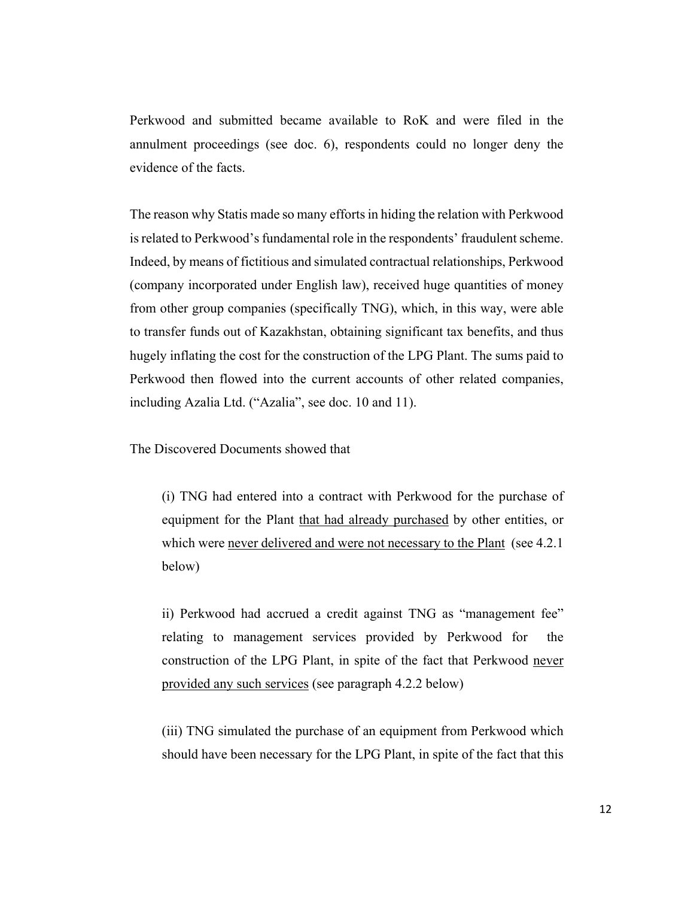Perkwood and submitted became available to RoK and were filed in the annulment proceedings (see doc. 6), respondents could no longer deny the evidence of the facts.

The reason why Statis made so many efforts in hiding the relation with Perkwood is related to Perkwood's fundamental role in the respondents' fraudulent scheme. Indeed, by means of fictitious and simulated contractual relationships, Perkwood (company incorporated under English law), received huge quantities of money from other group companies (specifically TNG), which, in this way, were able to transfer funds out of Kazakhstan, obtaining significant tax benefits, and thus hugely inflating the cost for the construction of the LPG Plant. The sums paid to Perkwood then flowed into the current accounts of other related companies, including Azalia Ltd. ("Azalia", see doc. 10 and 11).

The Discovered Documents showed that

> (i) TNG had entered into a contract with Perkwood for the purchase of equipment for the Plant <u>that had already purchased</u> by other entities, or which were <u>never delivered and were not necessary to the Plant</u> (see 4.2.1 below)
>
> ii) Perkwood had accrued a credit against TNG as "management fee" relating to management services provided by Perkwood for the construction of the LPG Plant, in spite of the fact that Perkwood <u>never provided any such services</u> (see paragraph 4.2.2 below)
>
> (iii) TNG simulated the purchase of an equipment from Perkwood which should have been necessary for the LPG Plant, in spite of the fact that this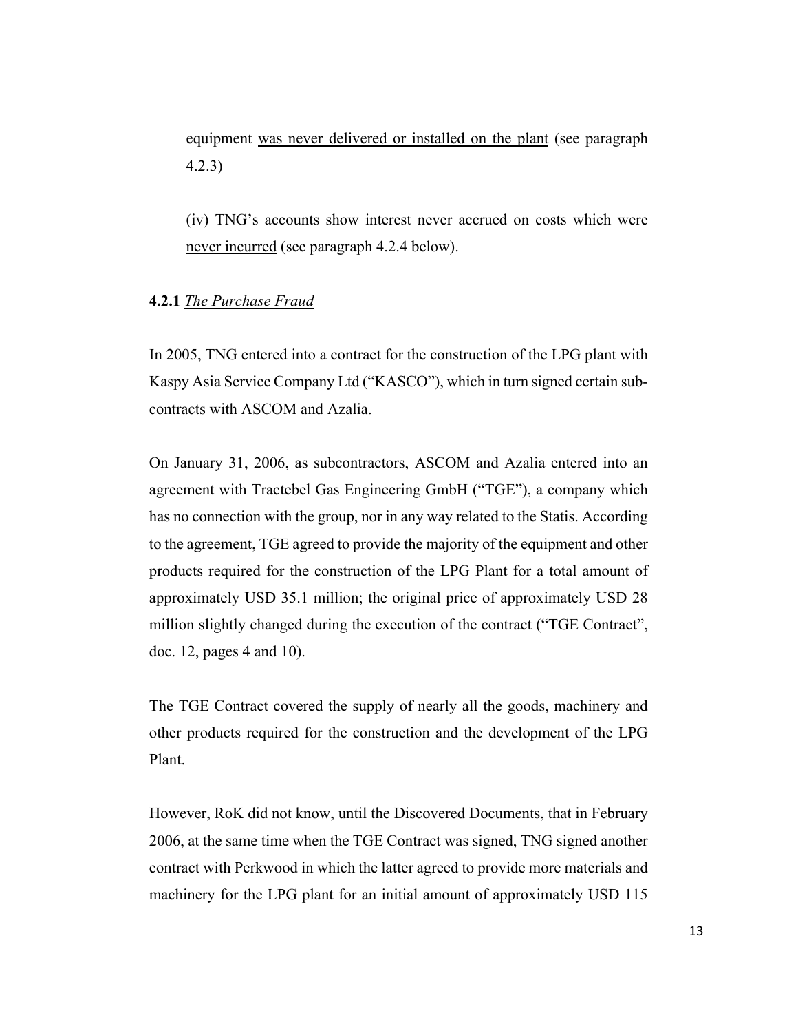equipment <u>was never delivered or installed on the plant</u> (see paragraph 4.2.3)

(iv) TNG's accounts show interest <u>never accrued</u> on costs which were <u>never incurred</u> (see paragraph 4.2.4 below).

**4.2.1** *<u>The Purchase Fraud</u>*

In 2005, TNG entered into a contract for the construction of the LPG plant with Kaspy Asia Service Company Ltd ("KASCO"), which in turn signed certain sub-contracts with ASCOM and Azalia.

On January 31, 2006, as subcontractors, ASCOM and Azalia entered into an agreement with Tractebel Gas Engineering GmbH ("TGE"), a company which has no connection with the group, nor in any way related to the Statis. According to the agreement, TGE agreed to provide the majority of the equipment and other products required for the construction of the LPG Plant for a total amount of approximately USD 35.1 million; the original price of approximately USD 28 million slightly changed during the execution of the contract ("TGE Contract", doc. 12, pages 4 and 10).

The TGE Contract covered the supply of nearly all the goods, machinery and other products required for the construction and the development of the LPG Plant.

However, RoK did not know, until the Discovered Documents, that in February 2006, at the same time when the TGE Contract was signed, TNG signed another contract with Perkwood in which the latter agreed to provide more materials and machinery for the LPG plant for an initial amount of approximately USD 115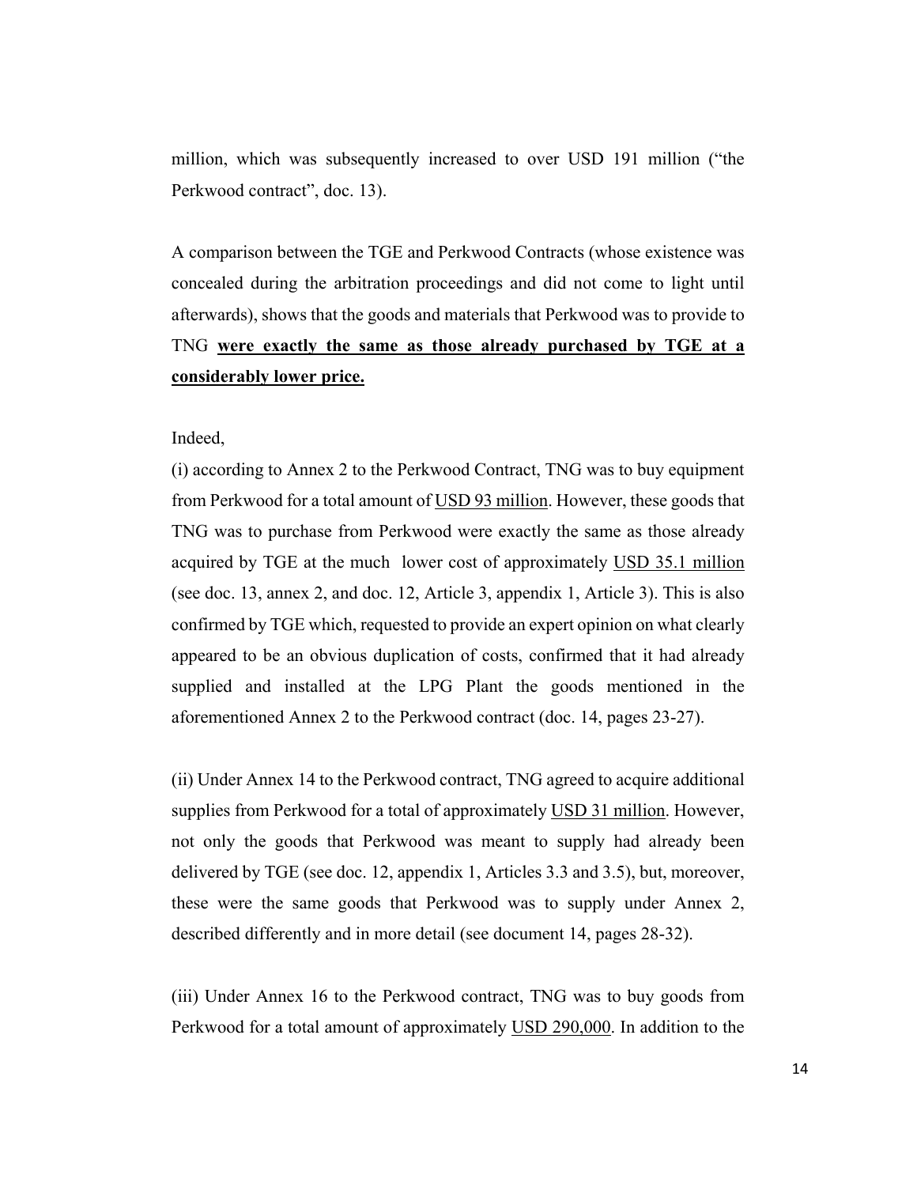million, which was subsequently increased to over USD 191 million ("the Perkwood contract", doc. 13).

A comparison between the TGE and Perkwood Contracts (whose existence was concealed during the arbitration proceedings and did not come to light until afterwards), shows that the goods and materials that Perkwood was to provide to TNG **<u>were exactly the same as those already purchased by TGE at a considerably lower price.</u>**

Indeed,

(i) according to Annex 2 to the Perkwood Contract, TNG was to buy equipment from Perkwood for a total amount of <u>USD 93 million</u>. However, these goods that TNG was to purchase from Perkwood were exactly the same as those already acquired by TGE at the much lower cost of approximately <u>USD 35.1 million</u> (see doc. 13, annex 2, and doc. 12, Article 3, appendix 1, Article 3). This is also confirmed by TGE which, requested to provide an expert opinion on what clearly appeared to be an obvious duplication of costs, confirmed that it had already supplied and installed at the LPG Plant the goods mentioned in the aforementioned Annex 2 to the Perkwood contract (doc. 14, pages 23-27).

(ii) Under Annex 14 to the Perkwood contract, TNG agreed to acquire additional supplies from Perkwood for a total of approximately <u>USD 31 million</u>. However, not only the goods that Perkwood was meant to supply had already been delivered by TGE (see doc. 12, appendix 1, Articles 3.3 and 3.5), but, moreover, these were the same goods that Perkwood was to supply under Annex 2, described differently and in more detail (see document 14, pages 28-32).

(iii) Under Annex 16 to the Perkwood contract, TNG was to buy goods from Perkwood for a total amount of approximately <u>USD 290,000</u>. In addition to the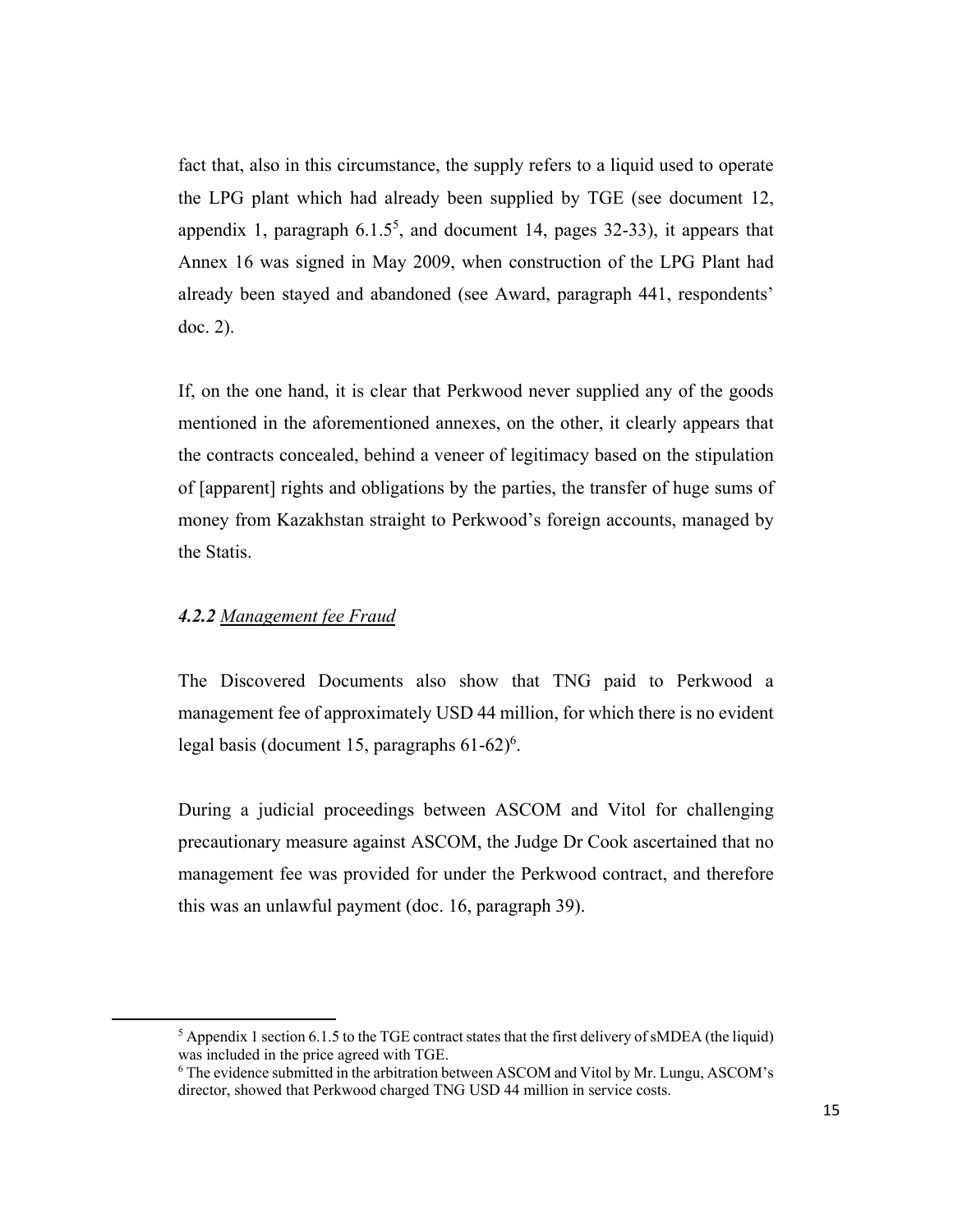fact that, also in this circumstance, the supply refers to a liquid used to operate the LPG plant which had already been supplied by TGE (see document 12, appendix 1, paragraph 6.1.5[5], and document 14, pages 32-33), it appears that Annex 16 was signed in May 2009, when construction of the LPG Plant had already been stayed and abandoned (see Award, paragraph 441, respondents' doc. 2).

If, on the one hand, it is clear that Perkwood never supplied any of the goods mentioned in the aforementioned annexes, on the other, it clearly appears that the contracts concealed, behind a veneer of legitimacy based on the stipulation of [apparent] rights and obligations by the parties, the transfer of huge sums of money from Kazakhstan straight to Perkwood's foreign accounts, managed by the Statis.

#### ***4.2.2*** *Management fee Fraud*

The Discovered Documents also show that TNG paid to Perkwood a management fee of approximately USD 44 million, for which there is no evident legal basis (document 15, paragraphs 61-62)[6].

During a judicial proceedings between ASCOM and Vitol for challenging precautionary measure against ASCOM, the Judge Dr Cook ascertained that no management fee was provided for under the Perkwood contract, and therefore this was an unlawful payment (doc. 16, paragraph 39).

---

[5] Appendix 1 section 6.1.5 to the TGE contract states that the first delivery of sMDEA (the liquid) was included in the price agreed with TGE.

[6] The evidence submitted in the arbitration between ASCOM and Vitol by Mr. Lungu, ASCOM's director, showed that Perkwood charged TNG USD 44 million in service costs.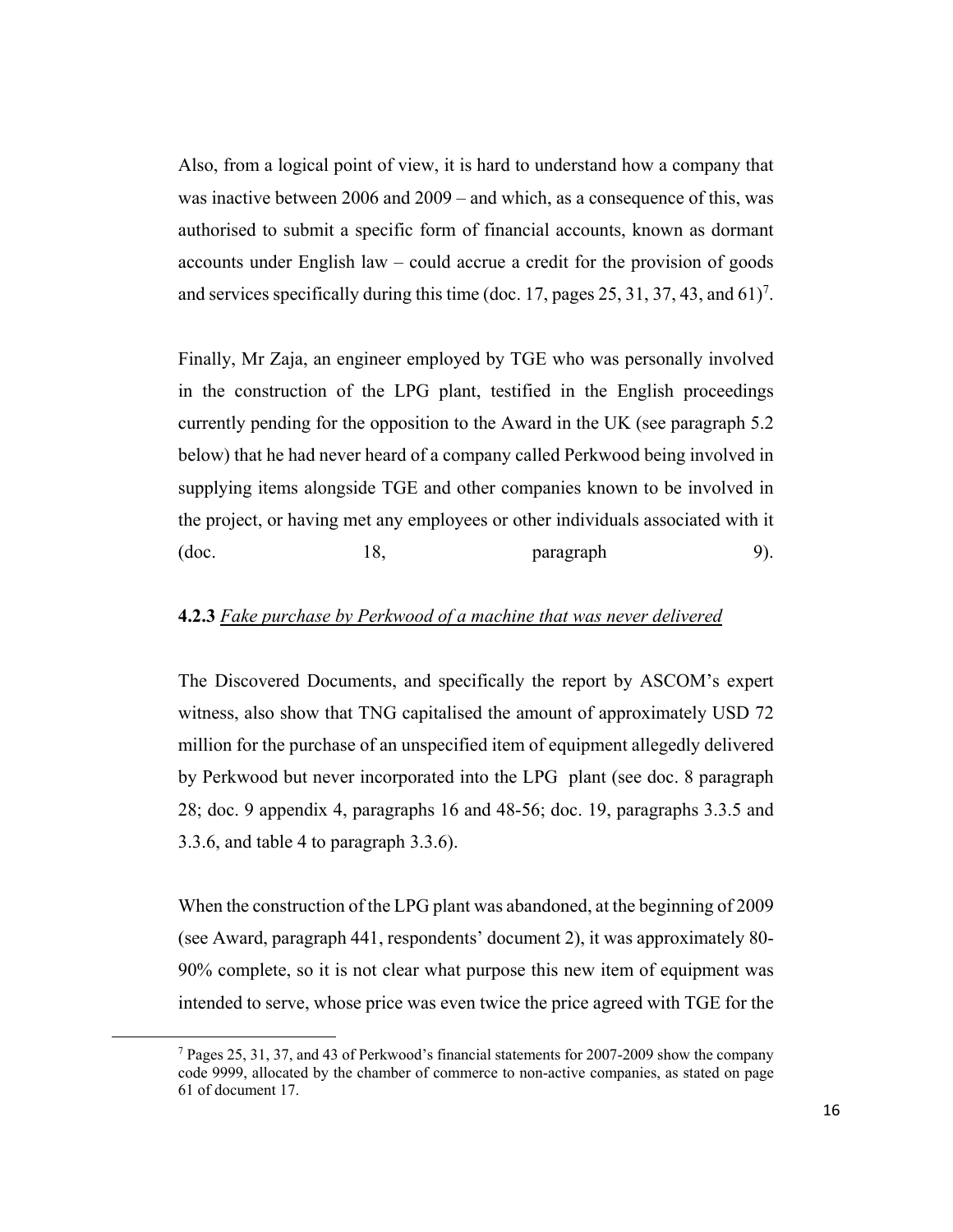Also, from a logical point of view, it is hard to understand how a company that was inactive between 2006 and 2009 – and which, as a consequence of this, was authorised to submit a specific form of financial accounts, known as dormant accounts under English law – could accrue a credit for the provision of goods and services specifically during this time (doc. 17, pages 25, 31, 37, 43, and 61)[7].

Finally, Mr Zaja, an engineer employed by TGE who was personally involved in the construction of the LPG plant, testified in the English proceedings currently pending for the opposition to the Award in the UK (see paragraph 5.2 below) that he had never heard of a company called Perkwood being involved in supplying items alongside TGE and other companies known to be involved in the project, or having met any employees or other individuals associated with it (doc. 18, paragraph 9).

**4.2.3** *Fake purchase by Perkwood of a machine that was never delivered*

The Discovered Documents, and specifically the report by ASCOM's expert witness, also show that TNG capitalised the amount of approximately USD 72 million for the purchase of an unspecified item of equipment allegedly delivered by Perkwood but never incorporated into the LPG plant (see doc. 8 paragraph 28; doc. 9 appendix 4, paragraphs 16 and 48-56; doc. 19, paragraphs 3.3.5 and 3.3.6, and table 4 to paragraph 3.3.6).

When the construction of the LPG plant was abandoned, at the beginning of 2009 (see Award, paragraph 441, respondents' document 2), it was approximately 80-90% complete, so it is not clear what purpose this new item of equipment was intended to serve, whose price was even twice the price agreed with TGE for the

[7] Pages 25, 31, 37, and 43 of Perkwood's financial statements for 2007-2009 show the company code 9999, allocated by the chamber of commerce to non-active companies, as stated on page 61 of document 17.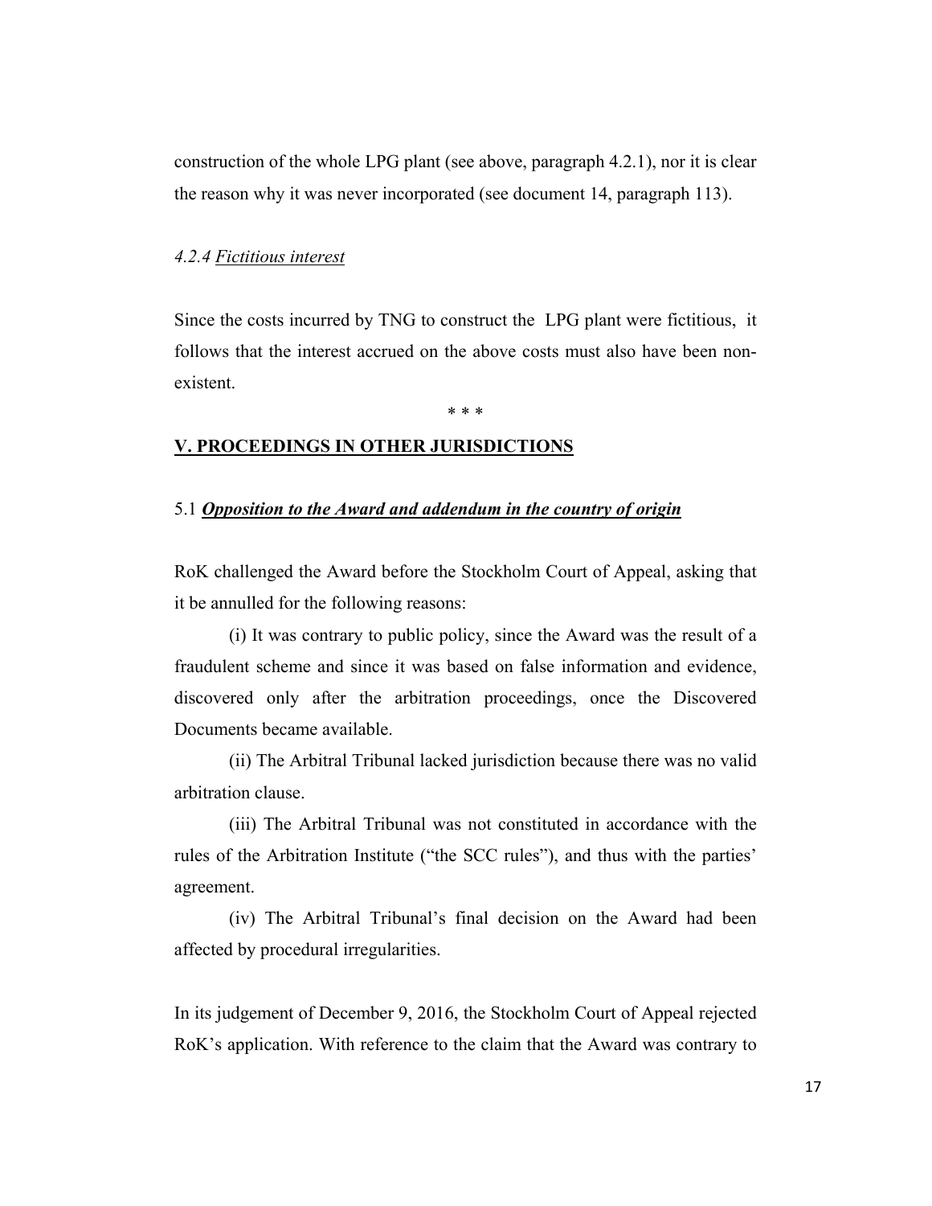construction of the whole LPG plant (see above, paragraph 4.2.1), nor it is clear the reason why it was never incorporated (see document 14, paragraph 113).

#### *4.2.4 Fictitious interest*

Since the costs incurred by TNG to construct the LPG plant were fictitious, it follows that the interest accrued on the above costs must also have been non-existent.

\* \* \*

## V. PROCEEDINGS IN OTHER JURISDICTIONS

### 5.1 ***Opposition to the Award and addendum in the country of origin***

RoK challenged the Award before the Stockholm Court of Appeal, asking that it be annulled for the following reasons:

(i) It was contrary to public policy, since the Award was the result of a fraudulent scheme and since it was based on false information and evidence, discovered only after the arbitration proceedings, once the Discovered Documents became available.

(ii) The Arbitral Tribunal lacked jurisdiction because there was no valid arbitration clause.

(iii) The Arbitral Tribunal was not constituted in accordance with the rules of the Arbitration Institute ("the SCC rules"), and thus with the parties' agreement.

(iv) The Arbitral Tribunal's final decision on the Award had been affected by procedural irregularities.

In its judgement of December 9, 2016, the Stockholm Court of Appeal rejected RoK's application. With reference to the claim that the Award was contrary to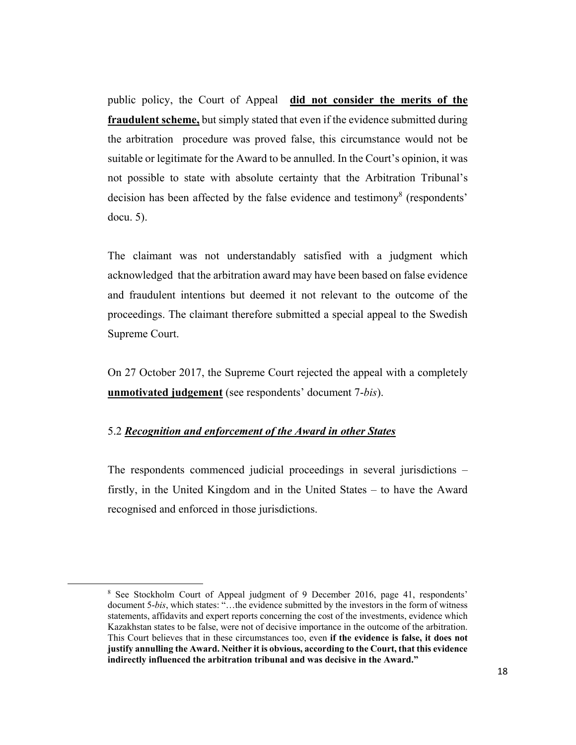public policy, the Court of Appeal **<u>did not consider the merits of the fraudulent scheme,</u>** but simply stated that even if the evidence submitted during the arbitration procedure was proved false, this circumstance would not be suitable or legitimate for the Award to be annulled. In the Court's opinion, it was not possible to state with absolute certainty that the Arbitration Tribunal's decision has been affected by the false evidence and testimony[8] (respondents' docu. 5).

The claimant was not understandably satisfied with a judgment which acknowledged that the arbitration award may have been based on false evidence and fraudulent intentions but deemed it not relevant to the outcome of the proceedings. The claimant therefore submitted a special appeal to the Swedish Supreme Court.

On 27 October 2017, the Supreme Court rejected the appeal with a completely **<u>unmotivated judgement</u>** (see respondents' document 7-*bis*).

### 5.2 ***<u>Recognition and enforcement of the Award in other States</u>***

The respondents commenced judicial proceedings in several jurisdictions – firstly, in the United Kingdom and in the United States – to have the Award recognised and enforced in those jurisdictions.

---

[8] See Stockholm Court of Appeal judgment of 9 December 2016, page 41, respondents' document 5-*bis*, which states: "…the evidence submitted by the investors in the form of witness statements, affidavits and expert reports concerning the cost of the investments, evidence which Kazakhstan states to be false, were not of decisive importance in the outcome of the arbitration. This Court believes that in these circumstances too, even **if the evidence is false, it does not justify annulling the Award. Neither it is obvious, according to the Court, that this evidence indirectly influenced the arbitration tribunal and was decisive in the Award."**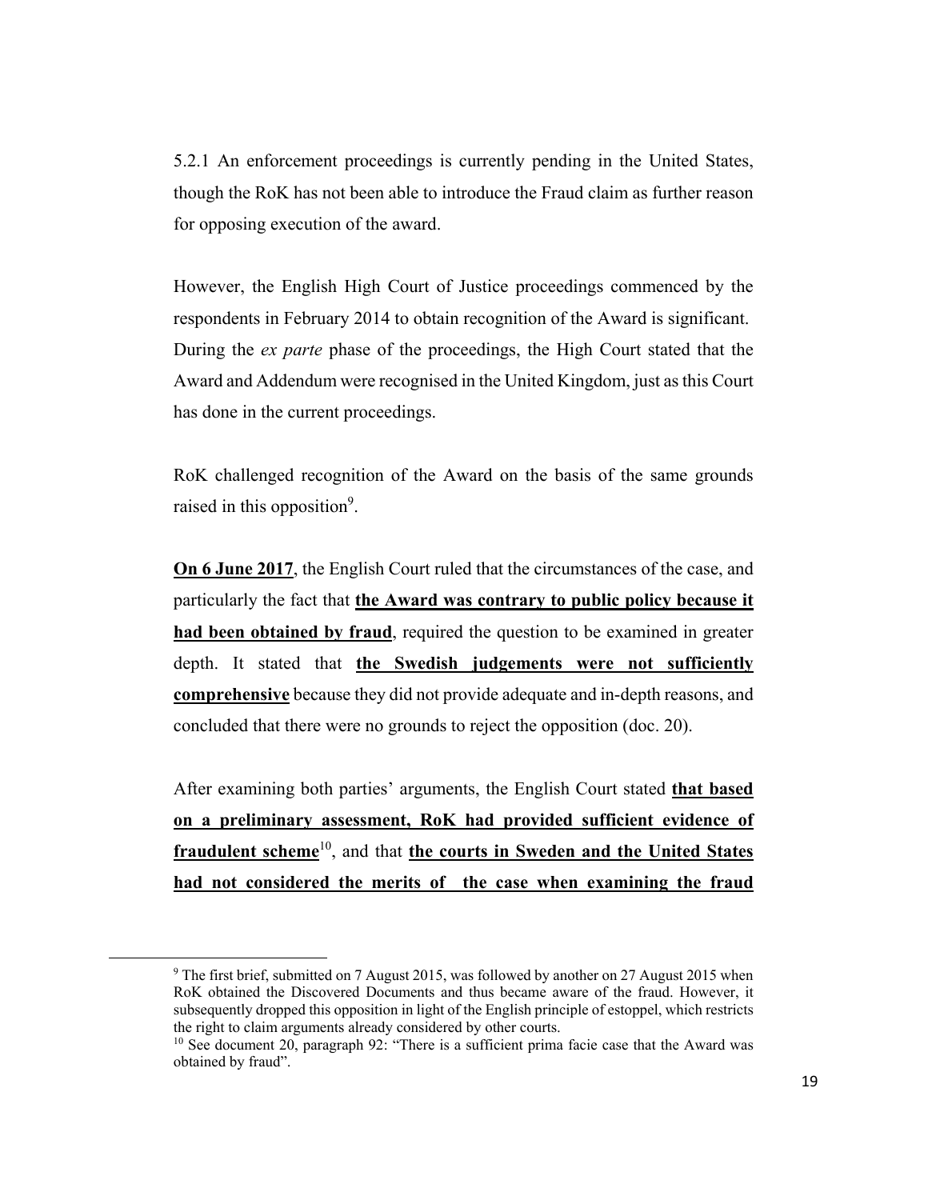5.2.1 An enforcement proceedings is currently pending in the United States, though the RoK has not been able to introduce the Fraud claim as further reason for opposing execution of the award.

However, the English High Court of Justice proceedings commenced by the respondents in February 2014 to obtain recognition of the Award is significant. During the *ex parte* phase of the proceedings, the High Court stated that the Award and Addendum were recognised in the United Kingdom, just as this Court has done in the current proceedings.

RoK challenged recognition of the Award on the basis of the same grounds raised in this opposition[9].

**On 6 June 2017**, the English Court ruled that the circumstances of the case, and particularly the fact that **the Award was contrary to public policy because it had been obtained by fraud**, required the question to be examined in greater depth. It stated that **the Swedish judgements were not sufficiently comprehensive** because they did not provide adequate and in-depth reasons, and concluded that there were no grounds to reject the opposition (doc. 20).

After examining both parties' arguments, the English Court stated **that based on a preliminary assessment, RoK had provided sufficient evidence of fraudulent scheme**[10], and that **the courts in Sweden and the United States had not considered the merits of the case when examining the fraud**

---

[9] The first brief, submitted on 7 August 2015, was followed by another on 27 August 2015 when RoK obtained the Discovered Documents and thus became aware of the fraud. However, it subsequently dropped this opposition in light of the English principle of estoppel, which restricts the right to claim arguments already considered by other courts.

[10] See document 20, paragraph 92: "There is a sufficient prima facie case that the Award was obtained by fraud".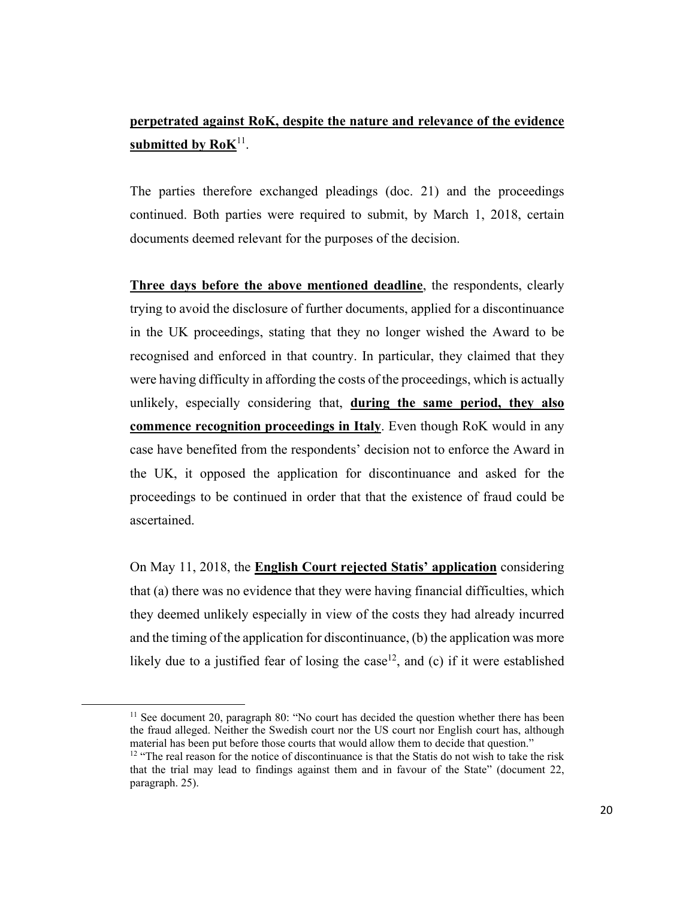**perpetrated against RoK, despite the nature and relevance of the evidence submitted by RoK**[11].

The parties therefore exchanged pleadings (doc. 21) and the proceedings continued. Both parties were required to submit, by March 1, 2018, certain documents deemed relevant for the purposes of the decision.

**Three days before the above mentioned deadline**, the respondents, clearly trying to avoid the disclosure of further documents, applied for a discontinuance in the UK proceedings, stating that they no longer wished the Award to be recognised and enforced in that country. In particular, they claimed that they were having difficulty in affording the costs of the proceedings, which is actually unlikely, especially considering that, **during the same period, they also commence recognition proceedings in Italy**. Even though RoK would in any case have benefited from the respondents' decision not to enforce the Award in the UK, it opposed the application for discontinuance and asked for the proceedings to be continued in order that that the existence of fraud could be ascertained.

On May 11, 2018, the **English Court rejected Statis' application** considering that (a) there was no evidence that they were having financial difficulties, which they deemed unlikely especially in view of the costs they had already incurred and the timing of the application for discontinuance, (b) the application was more likely due to a justified fear of losing the case[12], and (c) if it were established

---

[11] See document 20, paragraph 80: "No court has decided the question whether there has been the fraud alleged. Neither the Swedish court nor the US court nor English court has, although material has been put before those courts that would allow them to decide that question."

[12] "The real reason for the notice of discontinuance is that the Statis do not wish to take the risk that the trial may lead to findings against them and in favour of the State" (document 22, paragraph. 25).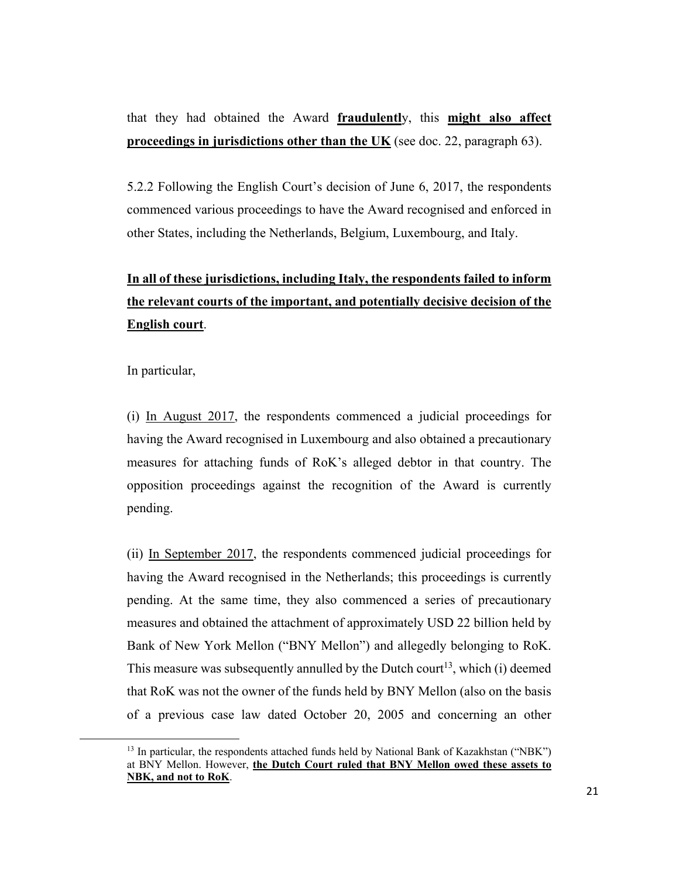that they had obtained the Award **<u>fraudulentl</u>**y, this **<u>might also affect proceedings in jurisdictions other than the UK</u>** (see doc. 22, paragraph 63).

5.2.2 Following the English Court's decision of June 6, 2017, the respondents commenced various proceedings to have the Award recognised and enforced in other States, including the Netherlands, Belgium, Luxembourg, and Italy.

**<u>In all of these jurisdictions, including Italy, the respondents failed to inform the relevant courts of the important, and potentially decisive decision of the English court</u>**.

In particular,

(i) <u>In August 2017</u>, the respondents commenced a judicial proceedings for having the Award recognised in Luxembourg and also obtained a precautionary measures for attaching funds of RoK's alleged debtor in that country. The opposition proceedings against the recognition of the Award is currently pending.

(ii) <u>In September 2017</u>, the respondents commenced judicial proceedings for having the Award recognised in the Netherlands; this proceedings is currently pending. At the same time, they also commenced a series of precautionary measures and obtained the attachment of approximately USD 22 billion held by Bank of New York Mellon ("BNY Mellon") and allegedly belonging to RoK. This measure was subsequently annulled by the Dutch court[13], which (i) deemed that RoK was not the owner of the funds held by BNY Mellon (also on the basis of a previous case law dated October 20, 2005 and concerning an other

[13] In particular, the respondents attached funds held by National Bank of Kazakhstan ("NBK") at BNY Mellon. However, **<u>the Dutch Court ruled that BNY Mellon owed these assets to NBK, and not to RoK</u>**.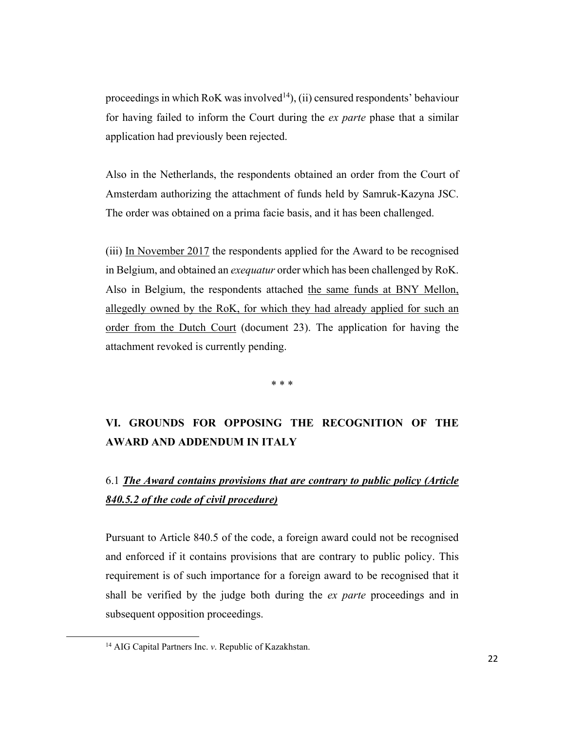proceedings in which RoK was involved[14]), (ii) censured respondents' behaviour for having failed to inform the Court during the *ex parte* phase that a similar application had previously been rejected.

Also in the Netherlands, the respondents obtained an order from the Court of Amsterdam authorizing the attachment of funds held by Samruk-Kazyna JSC. The order was obtained on a prima facie basis, and it has been challenged.

(iii) <u>In November 2017</u> the respondents applied for the Award to be recognised in Belgium, and obtained an *exequatur* order which has been challenged by RoK. Also in Belgium, the respondents attached <u>the same funds at BNY Mellon, allegedly owned by the RoK, for which they had already applied for such an order from the Dutch Court</u> (document 23). The application for having the attachment revoked is currently pending.

\* \* \*

## VI. GROUNDS FOR OPPOSING THE RECOGNITION OF THE AWARD AND ADDENDUM IN ITALY

### 6.1 ***<u>The Award contains provisions that are contrary to public policy (Article 840.5.2 of the code of civil procedure)</u>***

Pursuant to Article 840.5 of the code, a foreign award could not be recognised and enforced if it contains provisions that are contrary to public policy. This requirement is of such importance for a foreign award to be recognised that it shall be verified by the judge both during the *ex parte* proceedings and in subsequent opposition proceedings.

---

[14] AIG Capital Partners Inc. *v*. Republic of Kazakhstan.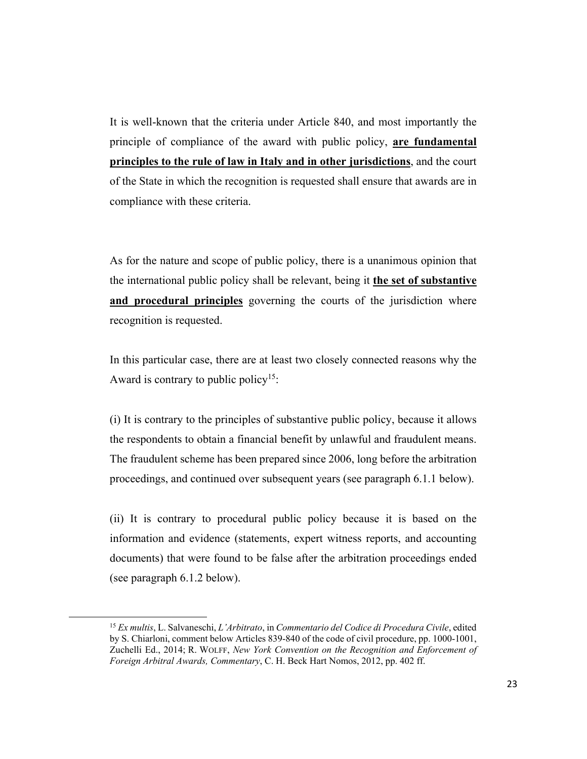It is well-known that the criteria under Article 840, and most importantly the principle of compliance of the award with public policy, **are fundamental principles to the rule of law in Italy and in other jurisdictions**, and the court of the State in which the recognition is requested shall ensure that awards are in compliance with these criteria.

As for the nature and scope of public policy, there is a unanimous opinion that the international public policy shall be relevant, being it **the set of substantive and procedural principles** governing the courts of the jurisdiction where recognition is requested.

In this particular case, there are at least two closely connected reasons why the Award is contrary to public policy[15]:

(i) It is contrary to the principles of substantive public policy, because it allows the respondents to obtain a financial benefit by unlawful and fraudulent means. The fraudulent scheme has been prepared since 2006, long before the arbitration proceedings, and continued over subsequent years (see paragraph 6.1.1 below).

(ii) It is contrary to procedural public policy because it is based on the information and evidence (statements, expert witness reports, and accounting documents) that were found to be false after the arbitration proceedings ended (see paragraph 6.1.2 below).

---

[15] *Ex multis*, L. Salvaneschi, *L'Arbitrato*, in *Commentario del Codice di Procedura Civile*, edited by S. Chiarloni, comment below Articles 839-840 of the code of civil procedure, pp. 1000-1001, Zuchelli Ed., 2014; R. WOLFF, *New York Convention on the Recognition and Enforcement of Foreign Arbitral Awards, Commentary*, C. H. Beck Hart Nomos, 2012, pp. 402 ff.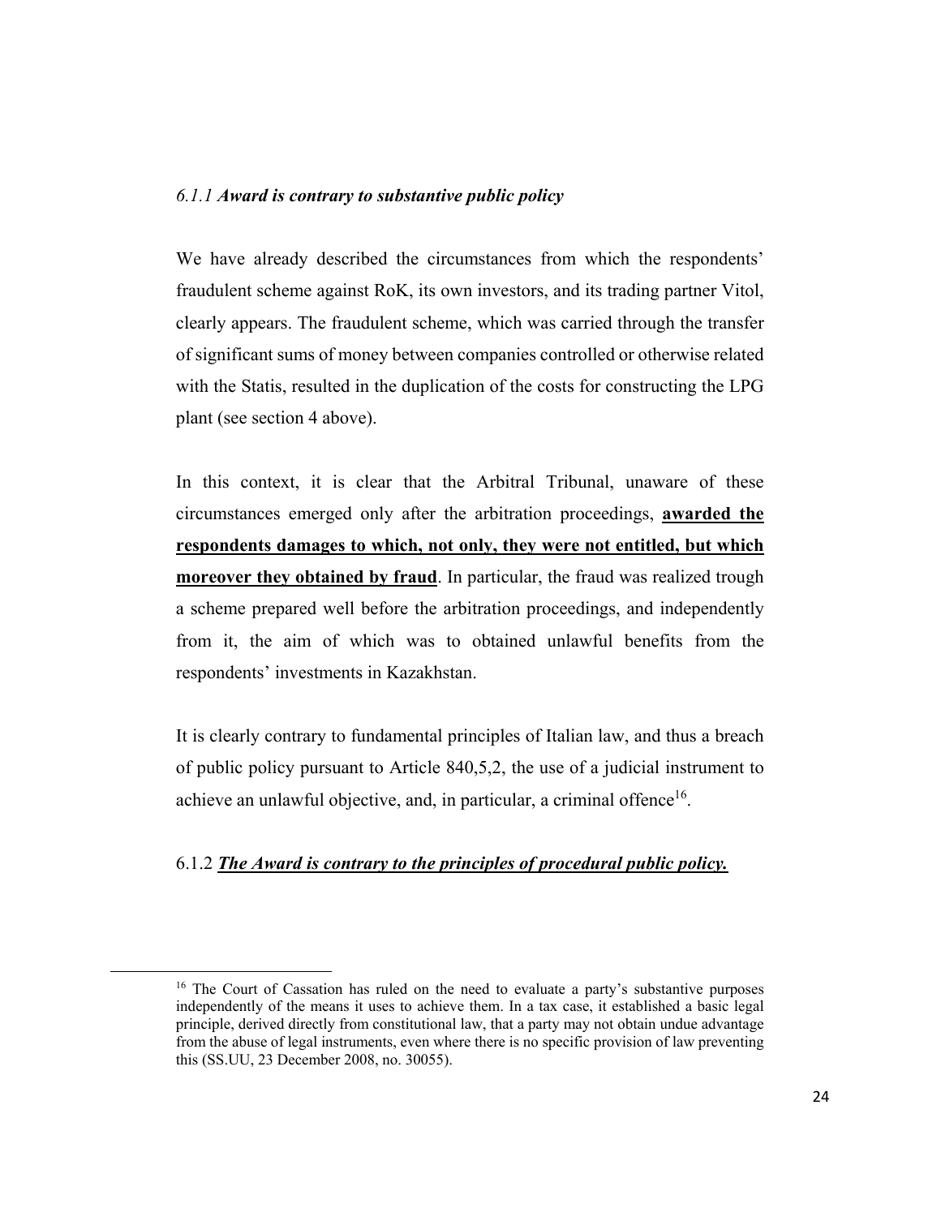*6.1.1* ***Award is contrary to substantive public policy***

We have already described the circumstances from which the respondents' fraudulent scheme against RoK, its own investors, and its trading partner Vitol, clearly appears. The fraudulent scheme, which was carried through the transfer of significant sums of money between companies controlled or otherwise related with the Statis, resulted in the duplication of the costs for constructing the LPG plant (see section 4 above).

In this context, it is clear that the Arbitral Tribunal, unaware of these circumstances emerged only after the arbitration proceedings, <u>**awarded the respondents damages to which, not only, they were not entitled, but which moreover they obtained by fraud**</u>. In particular, the fraud was realized trough a scheme prepared well before the arbitration proceedings, and independently from it, the aim of which was to obtained unlawful benefits from the respondents' investments in Kazakhstan.

It is clearly contrary to fundamental principles of Italian law, and thus a breach of public policy pursuant to Article 840,5,2, the use of a judicial instrument to achieve an unlawful objective, and, in particular, a criminal offence[16].

6.1.2 <u>***The Award is contrary to the principles of procedural public policy.***</u>

---

[16] The Court of Cassation has ruled on the need to evaluate a party's substantive purposes independently of the means it uses to achieve them. In a tax case, it established a basic legal principle, derived directly from constitutional law, that a party may not obtain undue advantage from the abuse of legal instruments, even where there is no specific provision of law preventing this (SS.UU, 23 December 2008, no. 30055).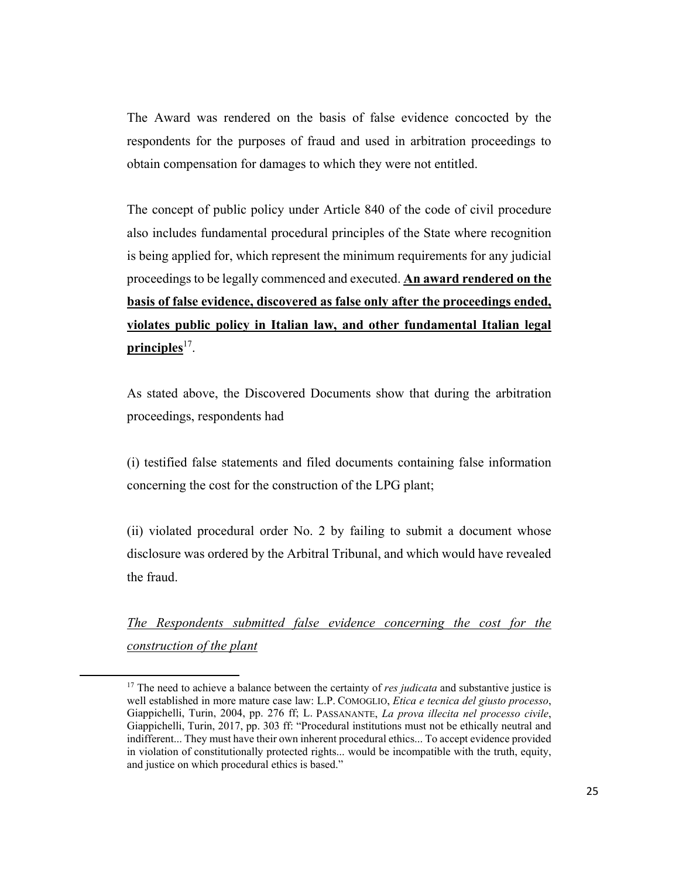The Award was rendered on the basis of false evidence concocted by the respondents for the purposes of fraud and used in arbitration proceedings to obtain compensation for damages to which they were not entitled.

The concept of public policy under Article 840 of the code of civil procedure also includes fundamental procedural principles of the State where recognition is being applied for, which represent the minimum requirements for any judicial proceedings to be legally commenced and executed. **<u>An award rendered on the basis of false evidence, discovered as false only after the proceedings ended, violates public policy in Italian law, and other fundamental Italian legal principles</u>**[17].

As stated above, the Discovered Documents show that during the arbitration proceedings, respondents had

(i) testified false statements and filed documents containing false information concerning the cost for the construction of the LPG plant;

(ii) violated procedural order No. 2 by failing to submit a document whose disclosure was ordered by the Arbitral Tribunal, and which would have revealed the fraud.

*<u>The Respondents submitted false evidence concerning the cost for the construction of the plant</u>*

---

[17] The need to achieve a balance between the certainty of *res judicata* and substantive justice is well established in more mature case law: L.P. COMOGLIO, *Etica e tecnica del giusto processo*, Giappichelli, Turin, 2004, pp. 276 ff; L. PASSANANTE, *La prova illecita nel processo civile*, Giappichelli, Turin, 2017, pp. 303 ff: "Procedural institutions must not be ethically neutral and indifferent... They must have their own inherent procedural ethics... To accept evidence provided in violation of constitutionally protected rights... would be incompatible with the truth, equity, and justice on which procedural ethics is based."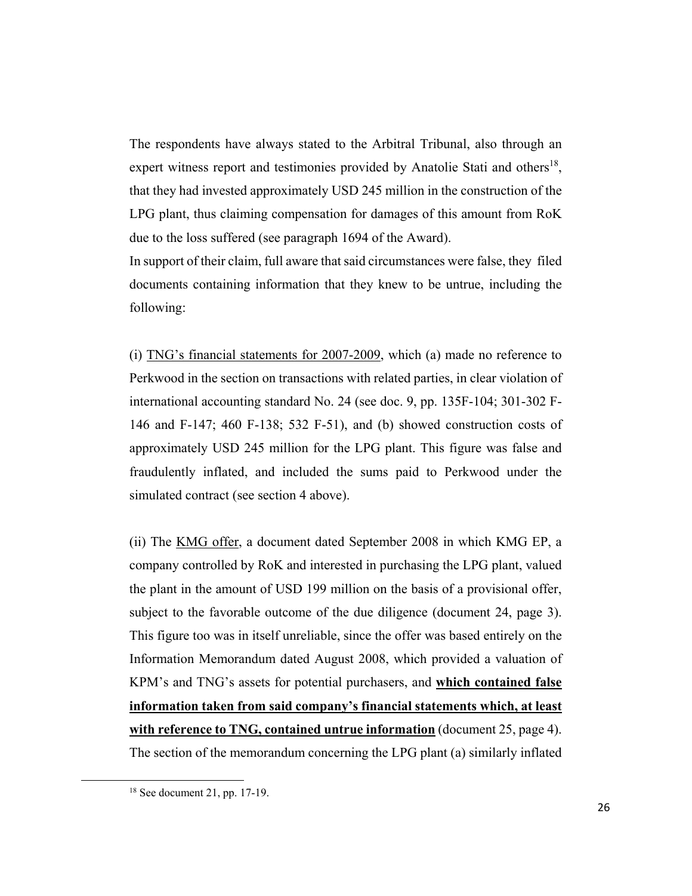The respondents have always stated to the Arbitral Tribunal, also through an expert witness report and testimonies provided by Anatolie Stati and others[18], that they had invested approximately USD 245 million in the construction of the LPG plant, thus claiming compensation for damages of this amount from RoK due to the loss suffered (see paragraph 1694 of the Award).

In support of their claim, full aware that said circumstances were false, they filed documents containing information that they knew to be untrue, including the following:

(i) <u>TNG's financial statements for 2007-2009</u>, which (a) made no reference to Perkwood in the section on transactions with related parties, in clear violation of international accounting standard No. 24 (see doc. 9, pp. 135F-104; 301-302 F-146 and F-147; 460 F-138; 532 F-51), and (b) showed construction costs of approximately USD 245 million for the LPG plant. This figure was false and fraudulently inflated, and included the sums paid to Perkwood under the simulated contract (see section 4 above).

(ii) The <u>KMG offer</u>, a document dated September 2008 in which KMG EP, a company controlled by RoK and interested in purchasing the LPG plant, valued the plant in the amount of USD 199 million on the basis of a provisional offer, subject to the favorable outcome of the due diligence (document 24, page 3). This figure too was in itself unreliable, since the offer was based entirely on the Information Memorandum dated August 2008, which provided a valuation of KPM's and TNG's assets for potential purchasers, and **<u>which contained false information taken from said company's financial statements which, at least with reference to TNG, contained untrue information</u>** (document 25, page 4). The section of the memorandum concerning the LPG plant (a) similarly inflated

[18] See document 21, pp. 17-19.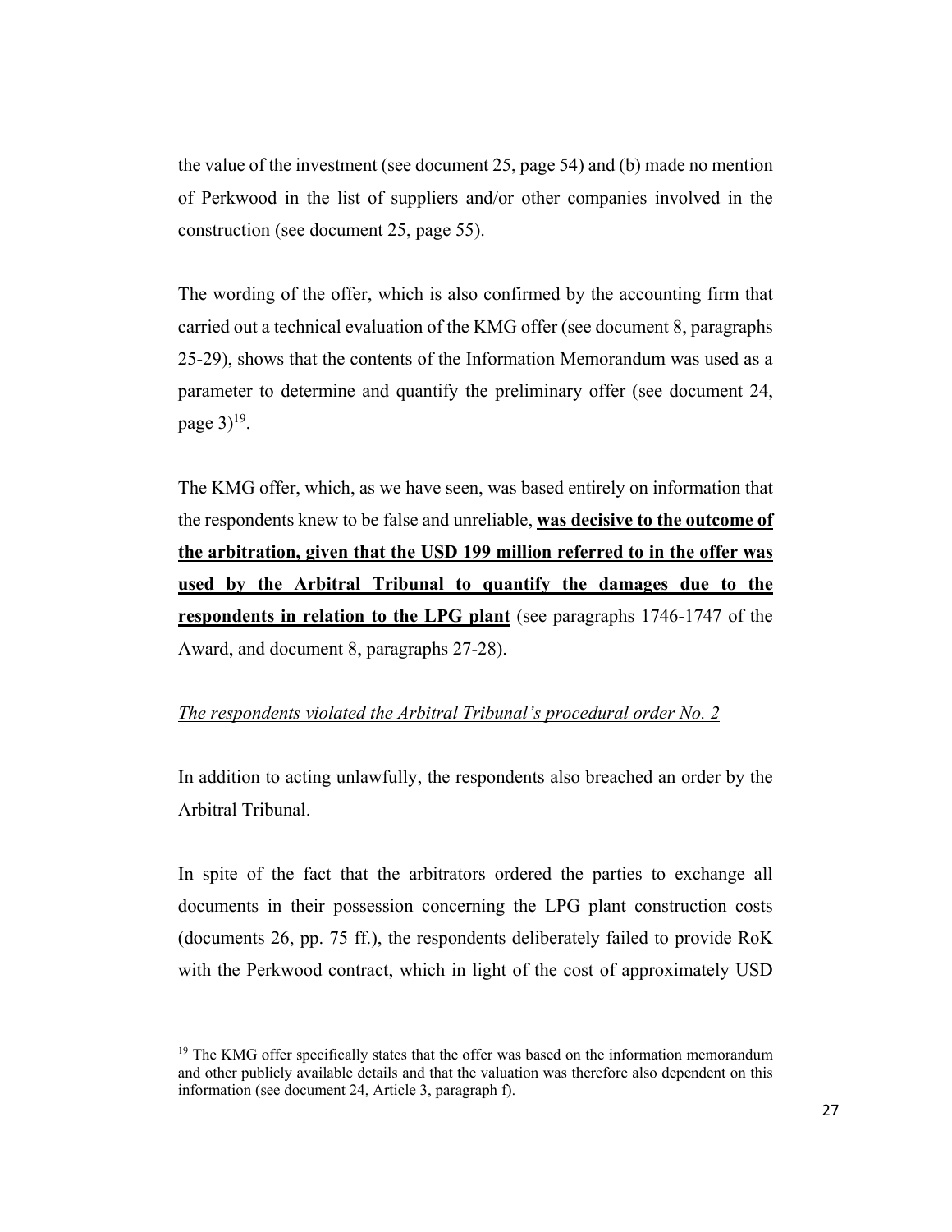the value of the investment (see document 25, page 54) and (b) made no mention of Perkwood in the list of suppliers and/or other companies involved in the construction (see document 25, page 55).

The wording of the offer, which is also confirmed by the accounting firm that carried out a technical evaluation of the KMG offer (see document 8, paragraphs 25-29), shows that the contents of the Information Memorandum was used as a parameter to determine and quantify the preliminary offer (see document 24, page 3)[19].

The KMG offer, which, as we have seen, was based entirely on information that the respondents knew to be false and unreliable, **<u>was decisive to the outcome of the arbitration, given that the USD 199 million referred to in the offer was used by the Arbitral Tribunal to quantify the damages due to the respondents in relation to the LPG plant</u>** (see paragraphs 1746-1747 of the Award, and document 8, paragraphs 27-28).

*<u>The respondents violated the Arbitral Tribunal's procedural order No. 2</u>*

In addition to acting unlawfully, the respondents also breached an order by the Arbitral Tribunal.

In spite of the fact that the arbitrators ordered the parties to exchange all documents in their possession concerning the LPG plant construction costs (documents 26, pp. 75 ff.), the respondents deliberately failed to provide RoK with the Perkwood contract, which in light of the cost of approximately USD

[19] The KMG offer specifically states that the offer was based on the information memorandum and other publicly available details and that the valuation was therefore also dependent on this information (see document 24, Article 3, paragraph f).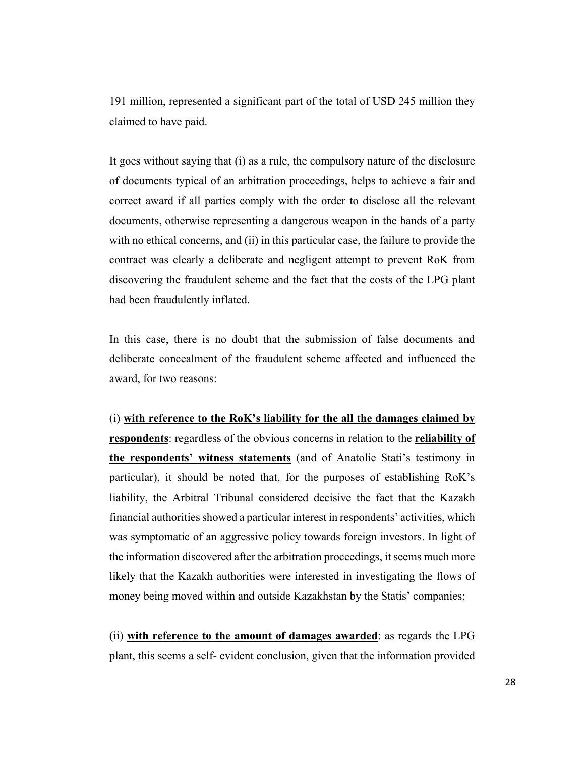191 million, represented a significant part of the total of USD 245 million they claimed to have paid.

It goes without saying that (i) as a rule, the compulsory nature of the disclosure of documents typical of an arbitration proceedings, helps to achieve a fair and correct award if all parties comply with the order to disclose all the relevant documents, otherwise representing a dangerous weapon in the hands of a party with no ethical concerns, and (ii) in this particular case, the failure to provide the contract was clearly a deliberate and negligent attempt to prevent RoK from discovering the fraudulent scheme and the fact that the costs of the LPG plant had been fraudulently inflated.

In this case, there is no doubt that the submission of false documents and deliberate concealment of the fraudulent scheme affected and influenced the award, for two reasons:

(i) **with reference to the RoK's liability for the all the damages claimed by respondents**: regardless of the obvious concerns in relation to the **reliability of the respondents' witness statements** (and of Anatolie Stati's testimony in particular), it should be noted that, for the purposes of establishing RoK's liability, the Arbitral Tribunal considered decisive the fact that the Kazakh financial authorities showed a particular interest in respondents' activities, which was symptomatic of an aggressive policy towards foreign investors. In light of the information discovered after the arbitration proceedings, it seems much more likely that the Kazakh authorities were interested in investigating the flows of money being moved within and outside Kazakhstan by the Statis' companies;

(ii) **with reference to the amount of damages awarded**: as regards the LPG plant, this seems a self- evident conclusion, given that the information provided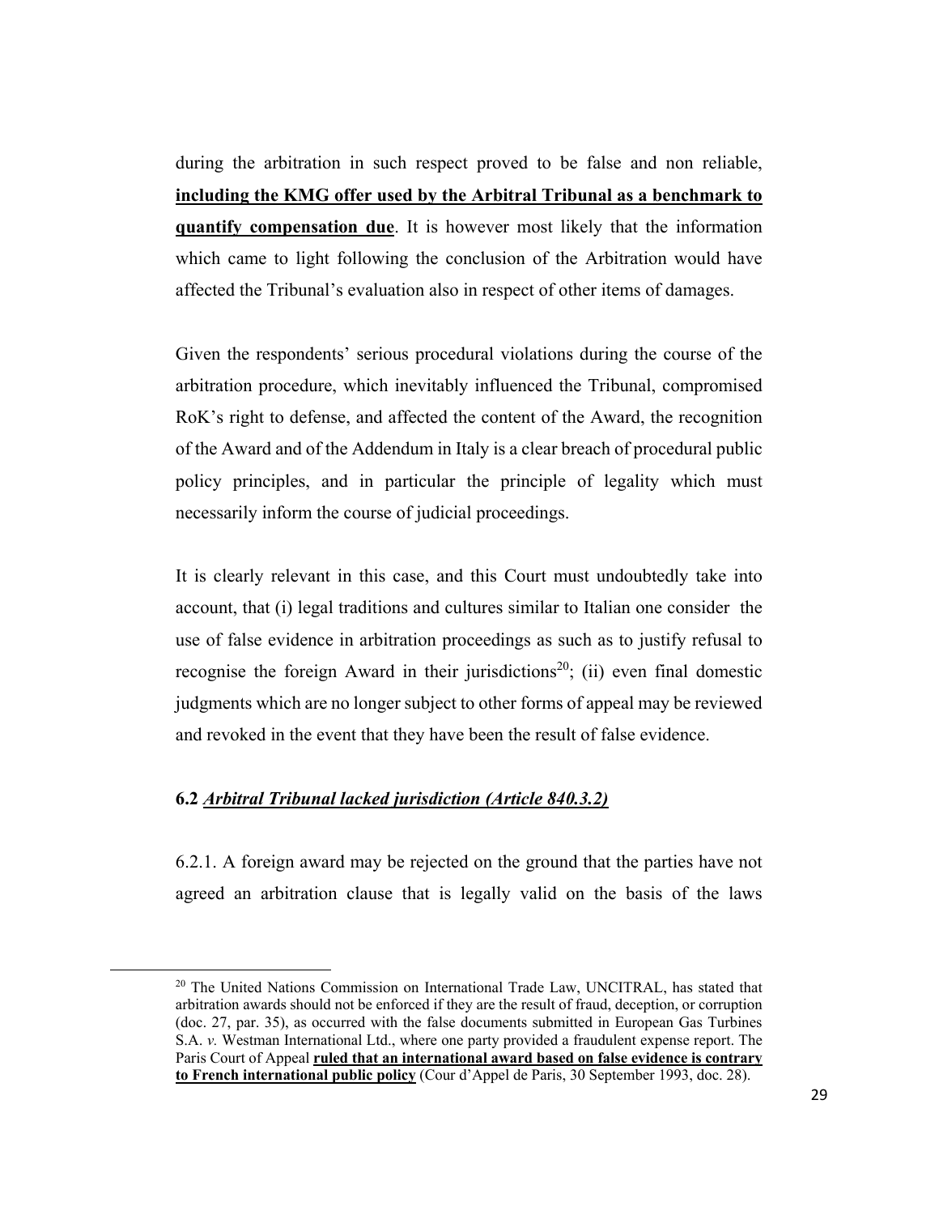during the arbitration in such respect proved to be false and non reliable, **including the KMG offer used by the Arbitral Tribunal as a benchmark to quantify compensation due**. It is however most likely that the information which came to light following the conclusion of the Arbitration would have affected the Tribunal's evaluation also in respect of other items of damages.

Given the respondents' serious procedural violations during the course of the arbitration procedure, which inevitably influenced the Tribunal, compromised RoK's right to defense, and affected the content of the Award, the recognition of the Award and of the Addendum in Italy is a clear breach of procedural public policy principles, and in particular the principle of legality which must necessarily inform the course of judicial proceedings.

It is clearly relevant in this case, and this Court must undoubtedly take into account, that (i) legal traditions and cultures similar to Italian one consider the use of false evidence in arbitration proceedings as such as to justify refusal to recognise the foreign Award in their jurisdictions[20]; (ii) even final domestic judgments which are no longer subject to other forms of appeal may be reviewed and revoked in the event that they have been the result of false evidence.

### 6.2 *Arbitral Tribunal lacked jurisdiction (Article 840.3.2)*

6.2.1. A foreign award may be rejected on the ground that the parties have not agreed an arbitration clause that is legally valid on the basis of the laws

---

[20] The United Nations Commission on International Trade Law, UNCITRAL, has stated that arbitration awards should not be enforced if they are the result of fraud, deception, or corruption (doc. 27, par. 35), as occurred with the false documents submitted in European Gas Turbines S.A. *v.* Westman International Ltd., where one party provided a fraudulent expense report. The Paris Court of Appeal **ruled that an international award based on false evidence is contrary to French international public policy** (Cour d'Appel de Paris, 30 September 1993, doc. 28).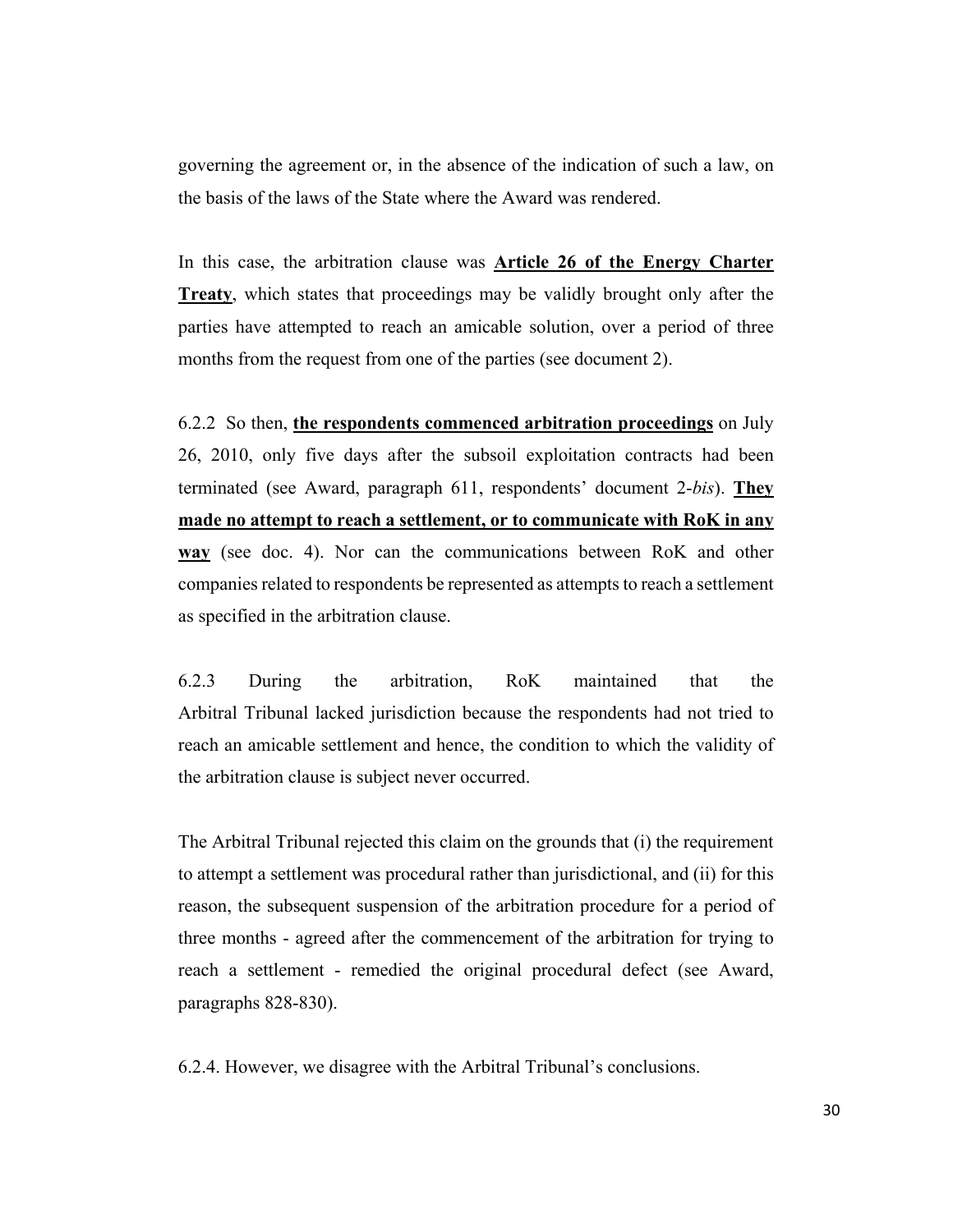governing the agreement or, in the absence of the indication of such a law, on the basis of the laws of the State where the Award was rendered.

In this case, the arbitration clause was **Article 26 of the Energy Charter Treaty**, which states that proceedings may be validly brought only after the parties have attempted to reach an amicable solution, over a period of three months from the request from one of the parties (see document 2).

6.2.2 So then, **the respondents commenced arbitration proceedings** on July 26, 2010, only five days after the subsoil exploitation contracts had been terminated (see Award, paragraph 611, respondents' document 2-*bis*). **They made no attempt to reach a settlement, or to communicate with RoK in any way** (see doc. 4). Nor can the communications between RoK and other companies related to respondents be represented as attempts to reach a settlement as specified in the arbitration clause.

6.2.3 During the arbitration, RoK maintained that the Arbitral Tribunal lacked jurisdiction because the respondents had not tried to reach an amicable settlement and hence, the condition to which the validity of the arbitration clause is subject never occurred.

The Arbitral Tribunal rejected this claim on the grounds that (i) the requirement to attempt a settlement was procedural rather than jurisdictional, and (ii) for this reason, the subsequent suspension of the arbitration procedure for a period of three months - agreed after the commencement of the arbitration for trying to reach a settlement - remedied the original procedural defect (see Award, paragraphs 828-830).

6.2.4. However, we disagree with the Arbitral Tribunal's conclusions.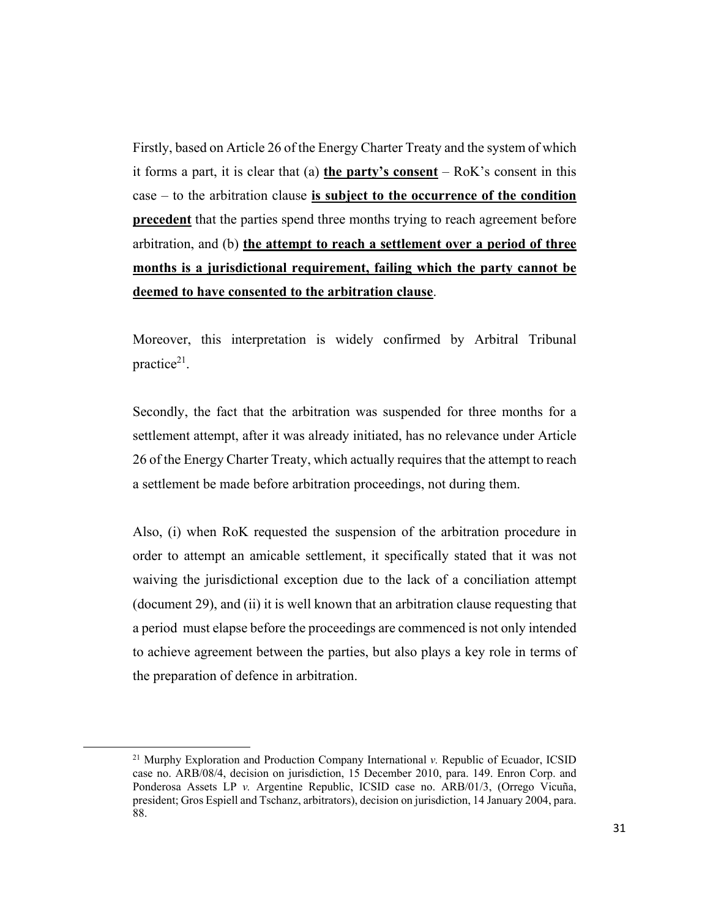Firstly, based on Article 26 of the Energy Charter Treaty and the system of which it forms a part, it is clear that (a) **<u>the party's consent</u>** – RoK's consent in this case – to the arbitration clause **<u>is subject to the occurrence of the condition precedent</u>** that the parties spend three months trying to reach agreement before arbitration, and (b) **<u>the attempt to reach a settlement over a period of three months is a jurisdictional requirement, failing which the party cannot be deemed to have consented to the arbitration clause</u>**.

Moreover, this interpretation is widely confirmed by Arbitral Tribunal practice[21].

Secondly, the fact that the arbitration was suspended for three months for a settlement attempt, after it was already initiated, has no relevance under Article 26 of the Energy Charter Treaty, which actually requires that the attempt to reach a settlement be made before arbitration proceedings, not during them.

Also, (i) when RoK requested the suspension of the arbitration procedure in order to attempt an amicable settlement, it specifically stated that it was not waiving the jurisdictional exception due to the lack of a conciliation attempt (document 29), and (ii) it is well known that an arbitration clause requesting that a period must elapse before the proceedings are commenced is not only intended to achieve agreement between the parties, but also plays a key role in terms of the preparation of defence in arbitration.

---

[21] Murphy Exploration and Production Company International *v.* Republic of Ecuador, ICSID case no. ARB/08/4, decision on jurisdiction, 15 December 2010, para. 149. Enron Corp. and Ponderosa Assets LP *v.* Argentine Republic, ICSID case no. ARB/01/3, (Orrego Vicuña, president; Gros Espiell and Tschanz, arbitrators), decision on jurisdiction, 14 January 2004, para. 88.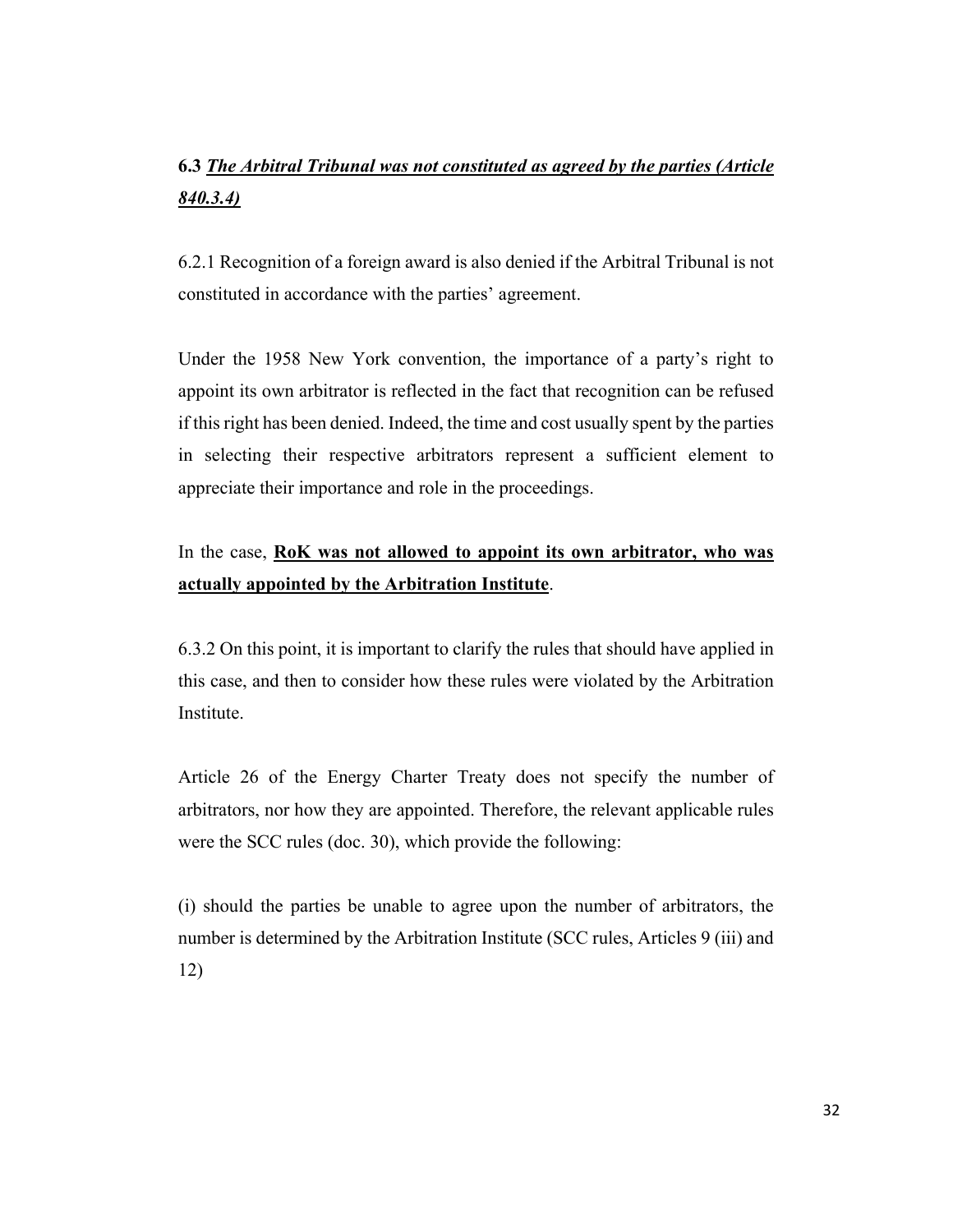### 6.3 ***<u>The Arbitral Tribunal was not constituted as agreed by the parties (Article 840.3.4)</u>***

6.2.1 Recognition of a foreign award is also denied if the Arbitral Tribunal is not constituted in accordance with the parties' agreement.

Under the 1958 New York convention, the importance of a party's right to appoint its own arbitrator is reflected in the fact that recognition can be refused if this right has been denied. Indeed, the time and cost usually spent by the parties in selecting their respective arbitrators represent a sufficient element to appreciate their importance and role in the proceedings.

In the case, **<u>RoK was not allowed to appoint its own arbitrator, who was actually appointed by the Arbitration Institute</u>**.

6.3.2 On this point, it is important to clarify the rules that should have applied in this case, and then to consider how these rules were violated by the Arbitration Institute.

Article 26 of the Energy Charter Treaty does not specify the number of arbitrators, nor how they are appointed. Therefore, the relevant applicable rules were the SCC rules (doc. 30), which provide the following:

(i) should the parties be unable to agree upon the number of arbitrators, the number is determined by the Arbitration Institute (SCC rules, Articles 9 (iii) and 12)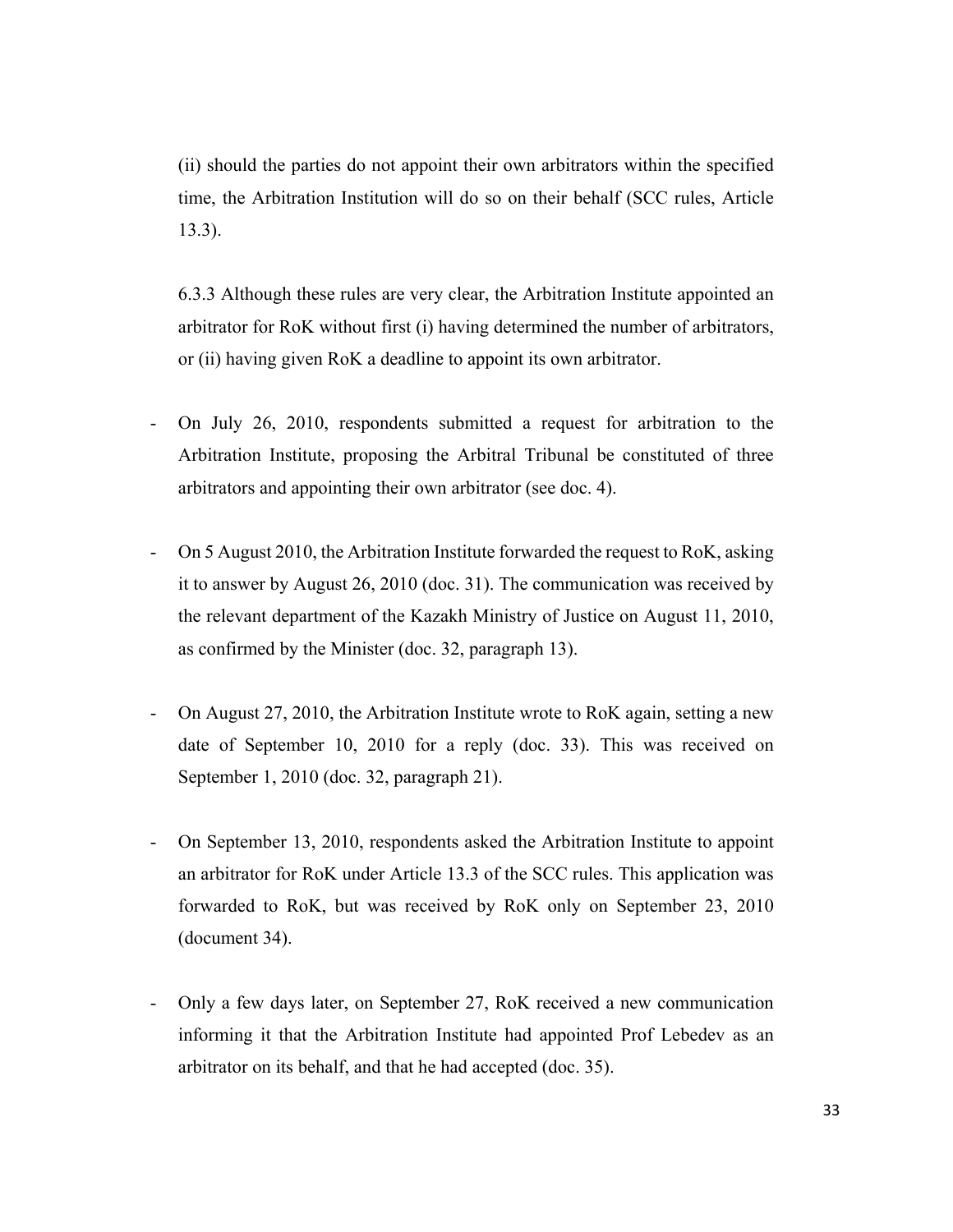(ii) should the parties do not appoint their own arbitrators within the specified time, the Arbitration Institution will do so on their behalf (SCC rules, Article 13.3).

6.3.3 Although these rules are very clear, the Arbitration Institute appointed an arbitrator for RoK without first (i) having determined the number of arbitrators, or (ii) having given RoK a deadline to appoint its own arbitrator.

- On July 26, 2010, respondents submitted a request for arbitration to the Arbitration Institute, proposing the Arbitral Tribunal be constituted of three arbitrators and appointing their own arbitrator (see doc. 4).

- On 5 August 2010, the Arbitration Institute forwarded the request to RoK, asking it to answer by August 26, 2010 (doc. 31). The communication was received by the relevant department of the Kazakh Ministry of Justice on August 11, 2010, as confirmed by the Minister (doc. 32, paragraph 13).

- On August 27, 2010, the Arbitration Institute wrote to RoK again, setting a new date of September 10, 2010 for a reply (doc. 33). This was received on September 1, 2010 (doc. 32, paragraph 21).

- On September 13, 2010, respondents asked the Arbitration Institute to appoint an arbitrator for RoK under Article 13.3 of the SCC rules. This application was forwarded to RoK, but was received by RoK only on September 23, 2010 (document 34).

- Only a few days later, on September 27, RoK received a new communication informing it that the Arbitration Institute had appointed Prof Lebedev as an arbitrator on its behalf, and that he had accepted (doc. 35).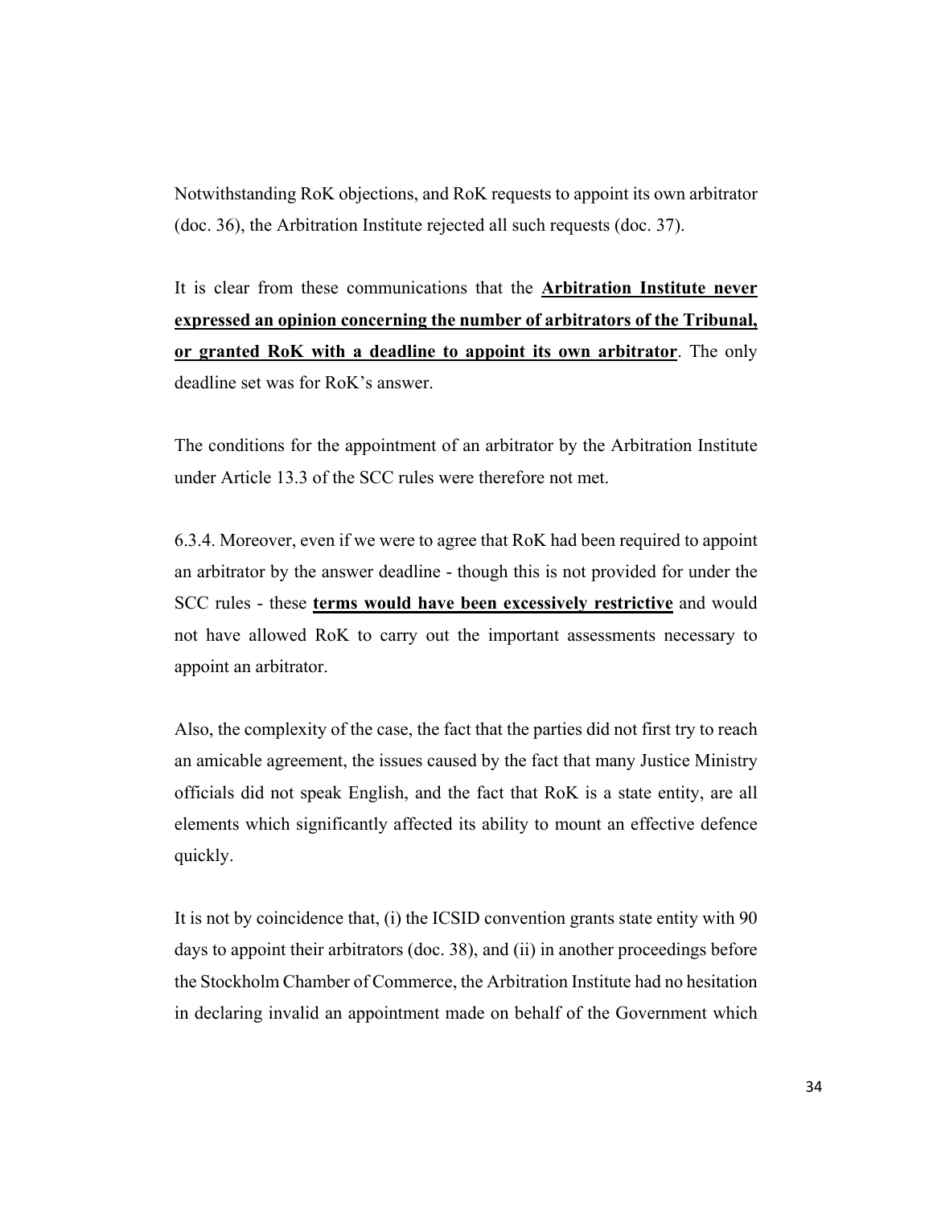Notwithstanding RoK objections, and RoK requests to appoint its own arbitrator (doc. 36), the Arbitration Institute rejected all such requests (doc. 37).

It is clear from these communications that the **Arbitration Institute never expressed an opinion concerning the number of arbitrators of the Tribunal, or granted RoK with a deadline to appoint its own arbitrator**. The only deadline set was for RoK's answer.

The conditions for the appointment of an arbitrator by the Arbitration Institute under Article 13.3 of the SCC rules were therefore not met.

6.3.4. Moreover, even if we were to agree that RoK had been required to appoint an arbitrator by the answer deadline - though this is not provided for under the SCC rules - these **terms would have been excessively restrictive** and would not have allowed RoK to carry out the important assessments necessary to appoint an arbitrator.

Also, the complexity of the case, the fact that the parties did not first try to reach an amicable agreement, the issues caused by the fact that many Justice Ministry officials did not speak English, and the fact that RoK is a state entity, are all elements which significantly affected its ability to mount an effective defence quickly.

It is not by coincidence that, (i) the ICSID convention grants state entity with 90 days to appoint their arbitrators (doc. 38), and (ii) in another proceedings before the Stockholm Chamber of Commerce, the Arbitration Institute had no hesitation in declaring invalid an appointment made on behalf of the Government which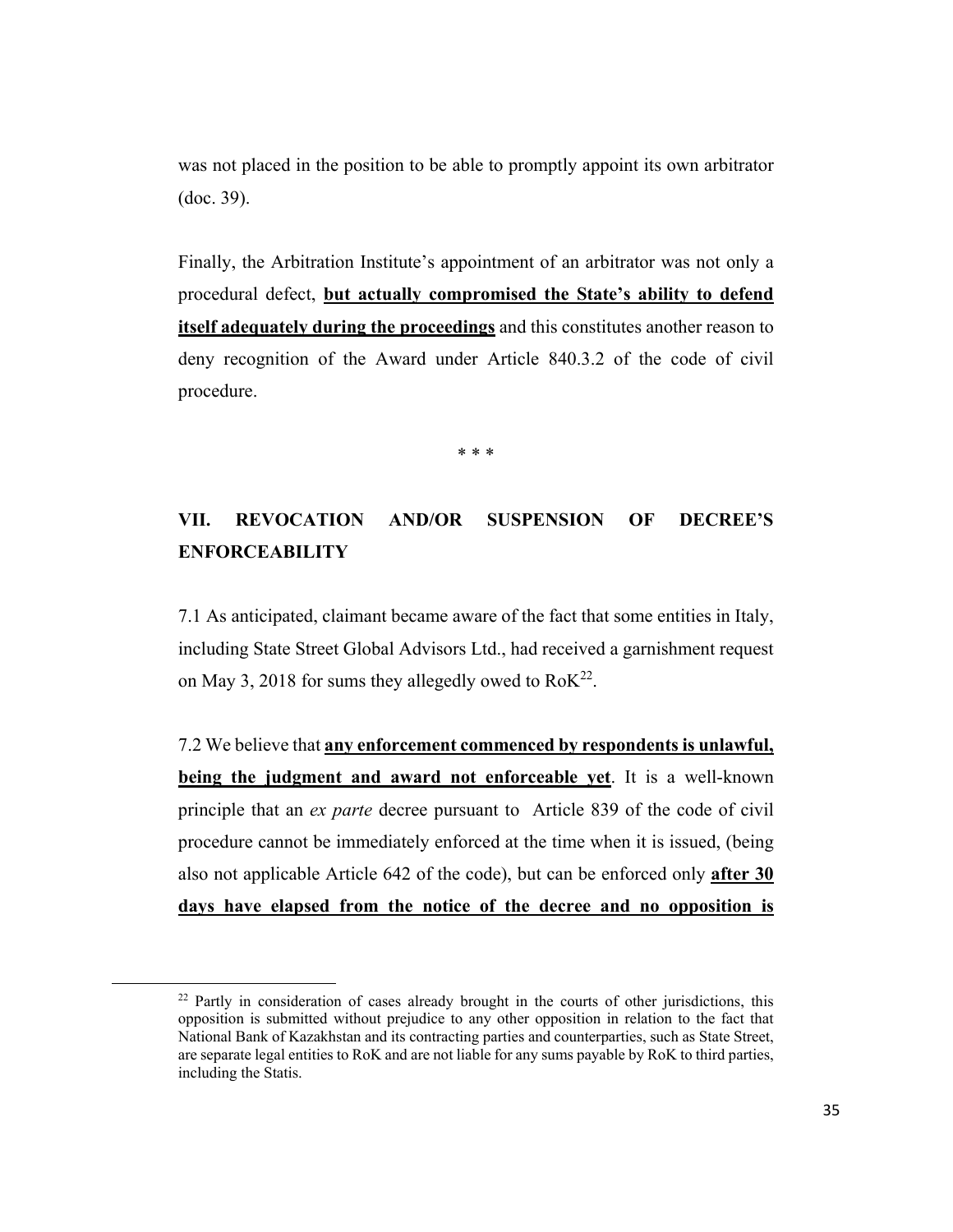was not placed in the position to be able to promptly appoint its own arbitrator (doc. 39).

Finally, the Arbitration Institute's appointment of an arbitrator was not only a procedural defect, **but actually compromised the State's ability to defend itself adequately during the proceedings** and this constitutes another reason to deny recognition of the Award under Article 840.3.2 of the code of civil procedure.

\* \* \*

## VII. REVOCATION AND/OR SUSPENSION OF DECREE'S ENFORCEABILITY

7.1 As anticipated, claimant became aware of the fact that some entities in Italy, including State Street Global Advisors Ltd., had received a garnishment request on May 3, 2018 for sums they allegedly owed to RoK[22].

7.2 We believe that **any enforcement commenced by respondents is unlawful, being the judgment and award not enforceable yet**. It is a well-known principle that an *ex parte* decree pursuant to Article 839 of the code of civil procedure cannot be immediately enforced at the time when it is issued, (being also not applicable Article 642 of the code), but can be enforced only **after 30 days have elapsed from the notice of the decree and no opposition is**

[22] Partly in consideration of cases already brought in the courts of other jurisdictions, this opposition is submitted without prejudice to any other opposition in relation to the fact that National Bank of Kazakhstan and its contracting parties and counterparties, such as State Street, are separate legal entities to RoK and are not liable for any sums payable by RoK to third parties, including the Statis.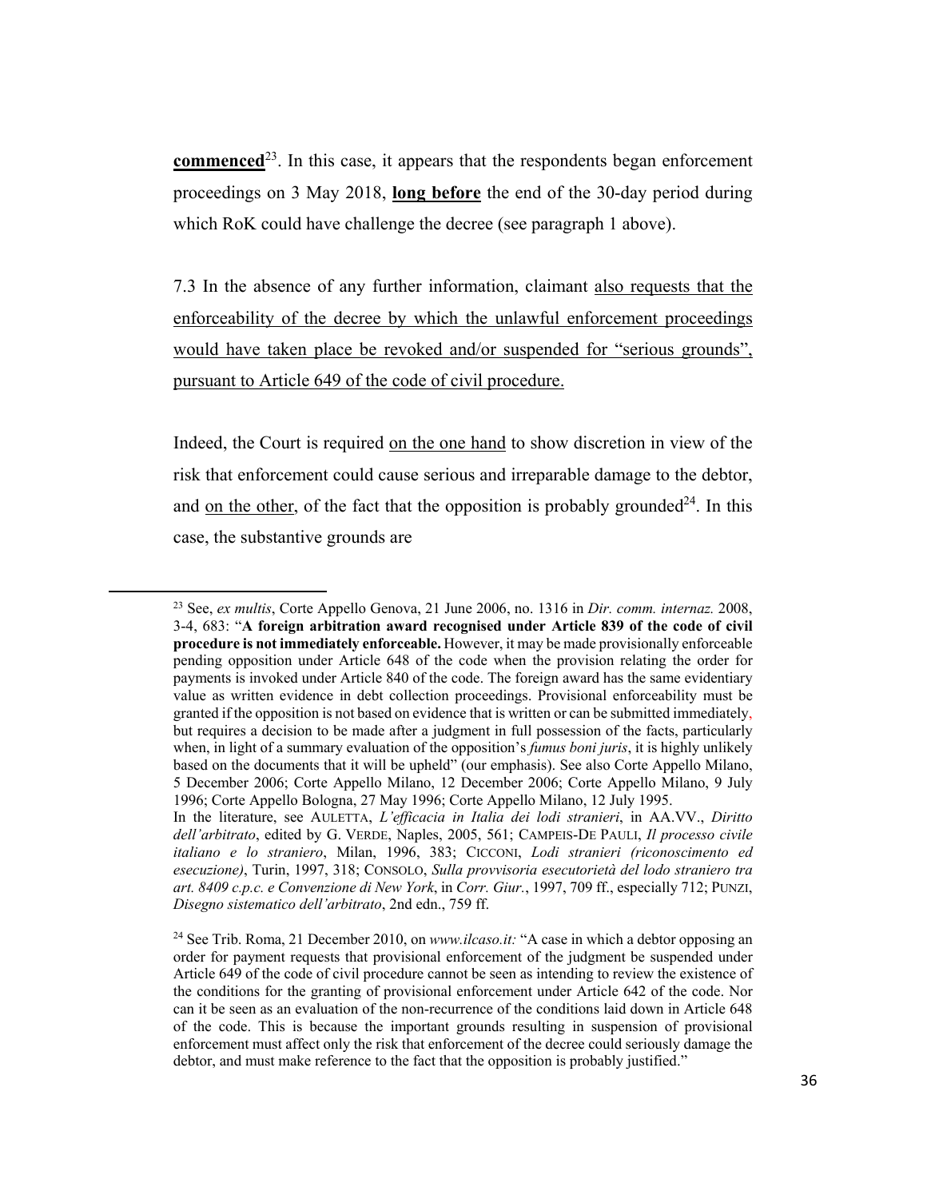**<u>commenced</u>**[23]. In this case, it appears that the respondents began enforcement proceedings on 3 May 2018, **<u>long before</u>** the end of the 30-day period during which RoK could have challenge the decree (see paragraph 1 above).

7.3 In the absence of any further information, claimant <u>also requests that the enforceability of the decree by which the unlawful enforcement proceedings would have taken place be revoked and/or suspended for "serious grounds", pursuant to Article 649 of the code of civil procedure.</u>

Indeed, the Court is required <u>on the one hand</u> to show discretion in view of the risk that enforcement could cause serious and irreparable damage to the debtor, and <u>on the other</u>, of the fact that the opposition is probably grounded[24]. In this case, the substantive grounds are

---

[23] See, *ex multis*, Corte Appello Genova, 21 June 2006, no. 1316 in *Dir. comm. internaz.* 2008, 3-4, 683: "**A foreign arbitration award recognised under Article 839 of the code of civil procedure is not immediately enforceable.** However, it may be made provisionally enforceable pending opposition under Article 648 of the code when the provision relating the order for payments is invoked under Article 840 of the code. The foreign award has the same evidentiary value as written evidence in debt collection proceedings. Provisional enforceability must be granted if the opposition is not based on evidence that is written or can be submitted immediately, but requires a decision to be made after a judgment in full possession of the facts, particularly when, in light of a summary evaluation of the opposition's *fumus boni juris*, it is highly unlikely based on the documents that it will be upheld" (our emphasis). See also Corte Appello Milano, 5 December 2006; Corte Appello Milano, 12 December 2006; Corte Appello Milano, 9 July 1996; Corte Appello Bologna, 27 May 1996; Corte Appello Milano, 12 July 1995.
In the literature, see AULETTA, *L'efficacia in Italia dei lodi stranieri*, in AA.VV., *Diritto dell'arbitrato*, edited by G. VERDE, Naples, 2005, 561; CAMPEIS-DE PAULI, *Il processo civile italiano e lo straniero*, Milan, 1996, 383; CICCONI, *Lodi stranieri (riconoscimento ed esecuzione)*, Turin, 1997, 318; CONSOLO, *Sulla provvisoria esecutorietà del lodo straniero tra art. 8409 c.p.c. e Convenzione di New York*, in *Corr. Giur.*, 1997, 709 ff., especially 712; PUNZI, *Disegno sistematico dell'arbitrato*, 2nd edn., 759 ff.

[24] See Trib. Roma, 21 December 2010, on *www.ilcaso.it:* "A case in which a debtor opposing an order for payment requests that provisional enforcement of the judgment be suspended under Article 649 of the code of civil procedure cannot be seen as intending to review the existence of the conditions for the granting of provisional enforcement under Article 642 of the code. Nor can it be seen as an evaluation of the non-recurrence of the conditions laid down in Article 648 of the code. This is because the important grounds resulting in suspension of provisional enforcement must affect only the risk that enforcement of the decree could seriously damage the debtor, and must make reference to the fact that the opposition is probably justified."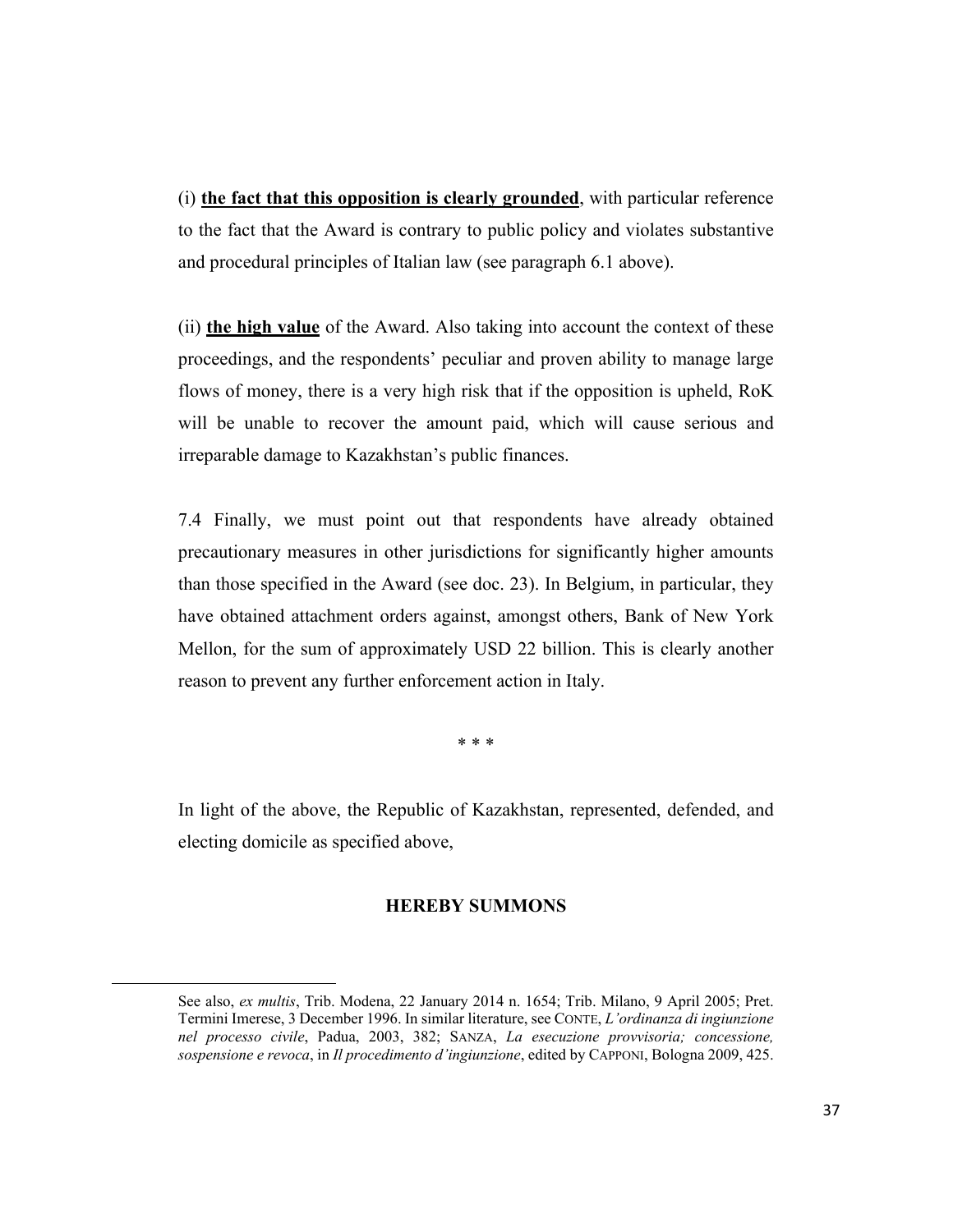(i) **<u>the fact that this opposition is clearly grounded</u>**, with particular reference to the fact that the Award is contrary to public policy and violates substantive and procedural principles of Italian law (see paragraph 6.1 above).

(ii) **<u>the high value</u>** of the Award. Also taking into account the context of these proceedings, and the respondents' peculiar and proven ability to manage large flows of money, there is a very high risk that if the opposition is upheld, RoK will be unable to recover the amount paid, which will cause serious and irreparable damage to Kazakhstan's public finances.

7.4 Finally, we must point out that respondents have already obtained precautionary measures in other jurisdictions for significantly higher amounts than those specified in the Award (see doc. 23). In Belgium, in particular, they have obtained attachment orders against, amongst others, Bank of New York Mellon, for the sum of approximately USD 22 billion. This is clearly another reason to prevent any further enforcement action in Italy.

\* \* \*

In light of the above, the Republic of Kazakhstan, represented, defended, and electing domicile as specified above,

**HEREBY SUMMONS**

---

See also, *ex multis*, Trib. Modena, 22 January 2014 n. 1654; Trib. Milano, 9 April 2005; Pret. Termini Imerese, 3 December 1996. In similar literature, see CONTE, *L'ordinanza di ingiunzione nel processo civile*, Padua, 2003, 382; SANZA, *La esecuzione provvisoria; concessione, sospensione e revoca*, in *Il procedimento d'ingiunzione*, edited by CAPPONI, Bologna 2009, 425.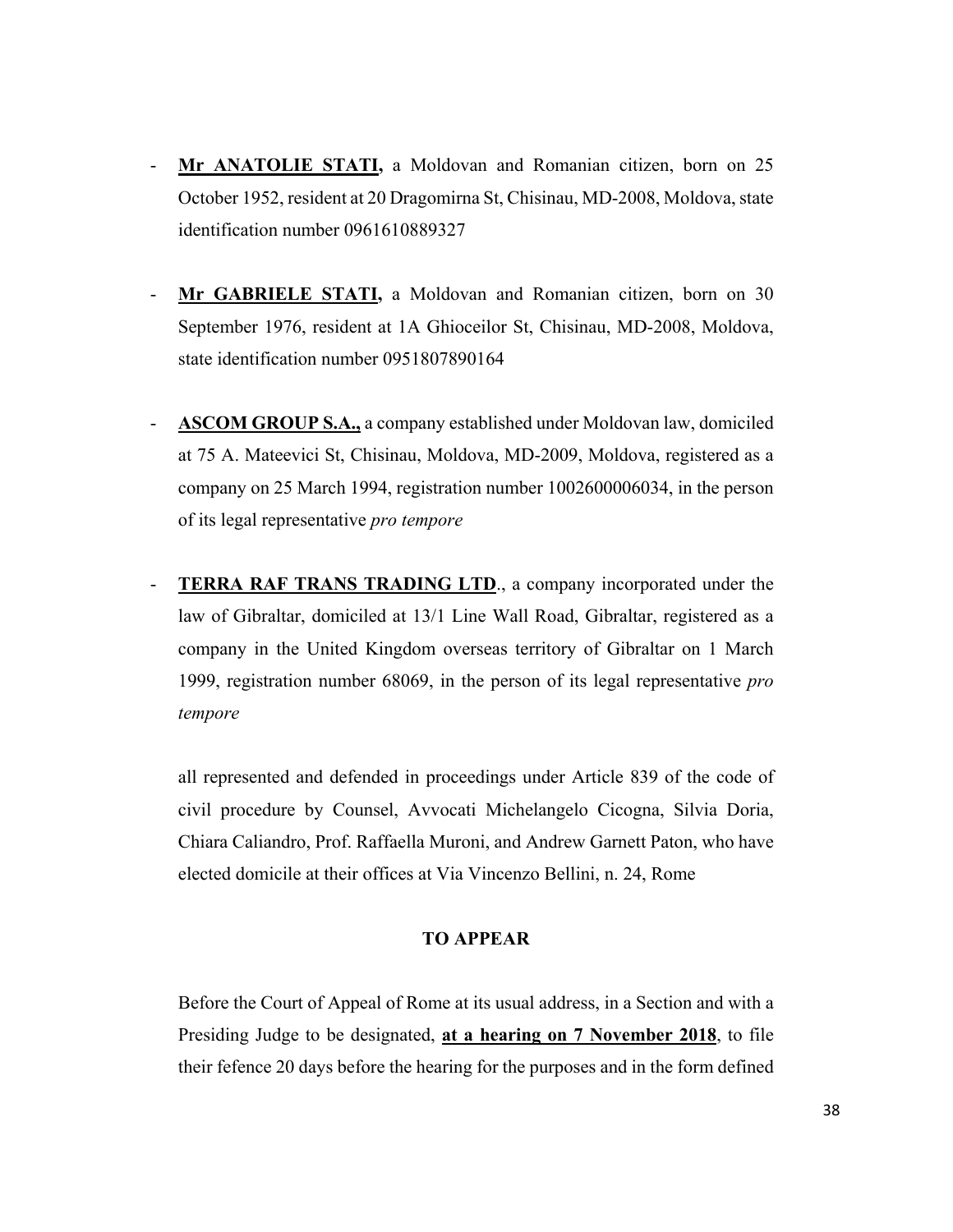- **Mr ANATOLIE STATI,** a Moldovan and Romanian citizen, born on 25 October 1952, resident at 20 Dragomirna St, Chisinau, MD-2008, Moldova, state identification number 0961610889327

- **Mr GABRIELE STATI,** a Moldovan and Romanian citizen, born on 30 September 1976, resident at 1A Ghioceilor St, Chisinau, MD-2008, Moldova, state identification number 0951807890164

- **ASCOM GROUP S.A.,** a company established under Moldovan law, domiciled at 75 A. Mateevici St, Chisinau, Moldova, MD-2009, Moldova, registered as a company on 25 March 1994, registration number 1002600006034, in the person of its legal representative *pro tempore*

- **TERRA RAF TRANS TRADING LTD**., a company incorporated under the law of Gibraltar, domiciled at 13/1 Line Wall Road, Gibraltar, registered as a company in the United Kingdom overseas territory of Gibraltar on 1 March 1999, registration number 68069, in the person of its legal representative *pro tempore*

all represented and defended in proceedings under Article 839 of the code of civil procedure by Counsel, Avvocati Michelangelo Cicogna, Silvia Doria, Chiara Caliandro, Prof. Raffaella Muroni, and Andrew Garnett Paton, who have elected domicile at their offices at Via Vincenzo Bellini, n. 24, Rome

**TO APPEAR**

Before the Court of Appeal of Rome at its usual address, in a Section and with a Presiding Judge to be designated, **at a hearing on 7 November 2018**, to file their fefence 20 days before the hearing for the purposes and in the form defined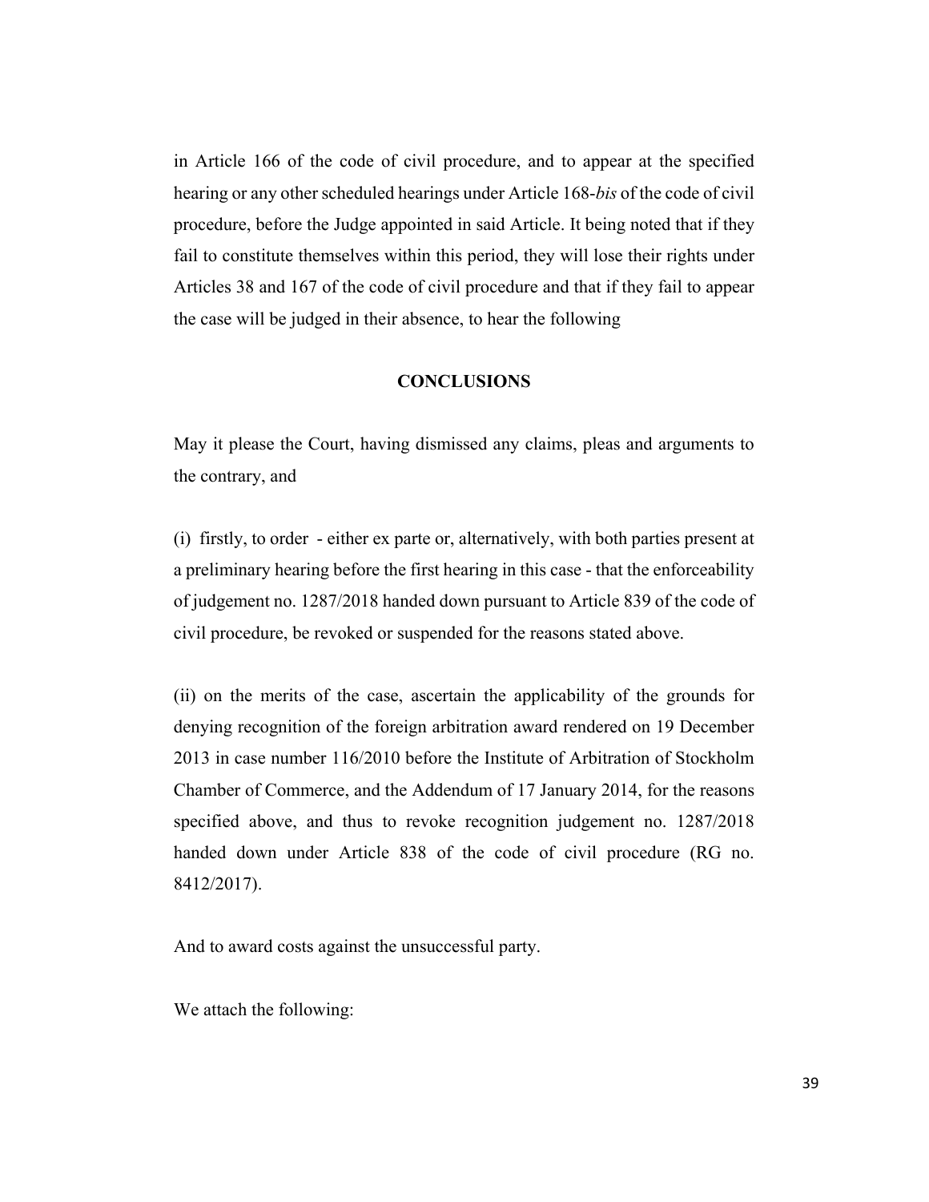in Article 166 of the code of civil procedure, and to appear at the specified hearing or any other scheduled hearings under Article 168-*bis* of the code of civil procedure, before the Judge appointed in said Article. It being noted that if they fail to constitute themselves within this period, they will lose their rights under Articles 38 and 167 of the code of civil procedure and that if they fail to appear the case will be judged in their absence, to hear the following

**CONCLUSIONS**

May it please the Court, having dismissed any claims, pleas and arguments to the contrary, and

(i) firstly, to order - either ex parte or, alternatively, with both parties present at a preliminary hearing before the first hearing in this case - that the enforceability of judgement no. 1287/2018 handed down pursuant to Article 839 of the code of civil procedure, be revoked or suspended for the reasons stated above.

(ii) on the merits of the case, ascertain the applicability of the grounds for denying recognition of the foreign arbitration award rendered on 19 December 2013 in case number 116/2010 before the Institute of Arbitration of Stockholm Chamber of Commerce, and the Addendum of 17 January 2014, for the reasons specified above, and thus to revoke recognition judgement no. 1287/2018 handed down under Article 838 of the code of civil procedure (RG no. 8412/2017).

And to award costs against the unsuccessful party.

We attach the following: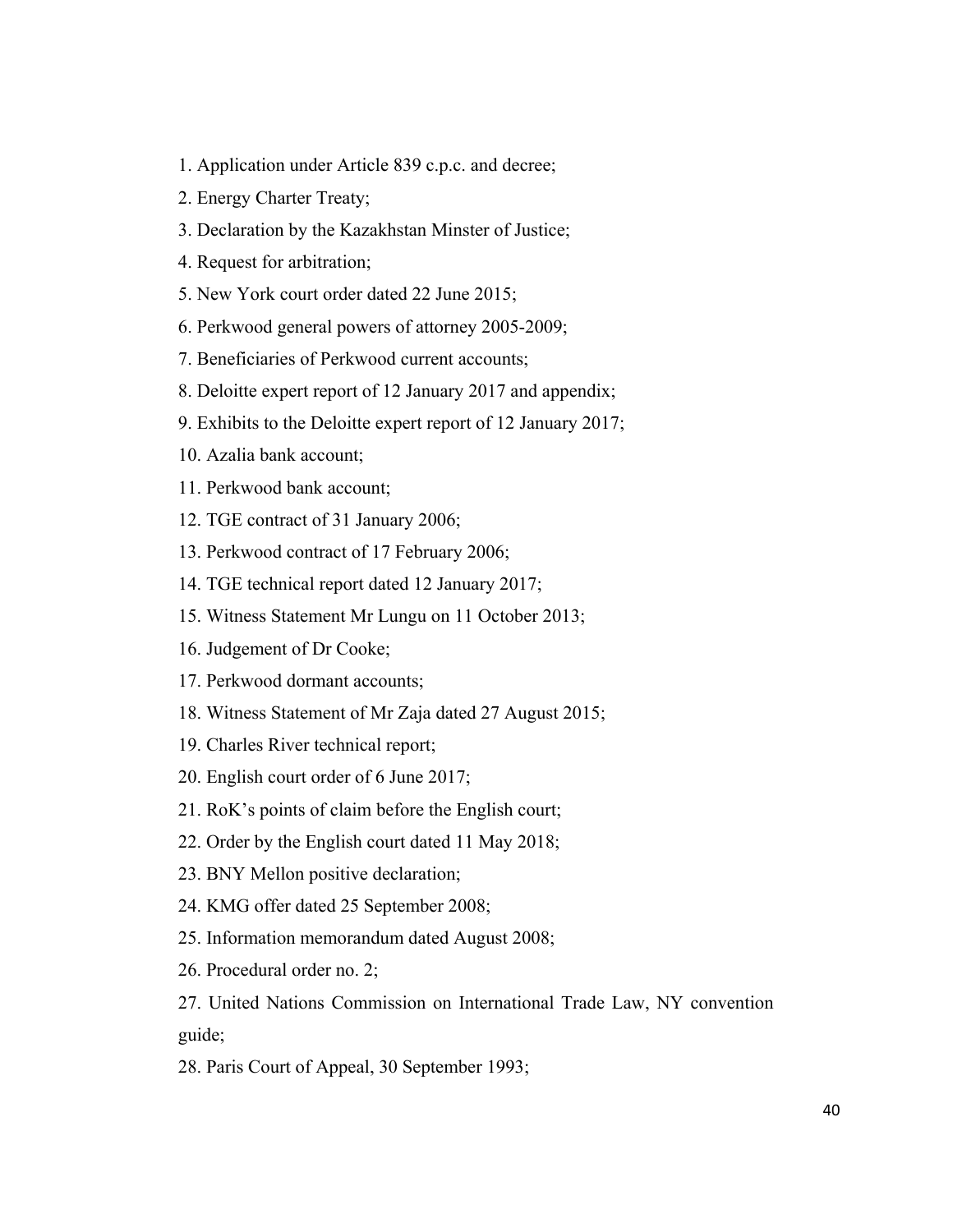1. Application under Article 839 c.p.c. and decree;
2. Energy Charter Treaty;
3. Declaration by the Kazakhstan Minster of Justice;
4. Request for arbitration;
5. New York court order dated 22 June 2015;
6. Perkwood general powers of attorney 2005-2009;
7. Beneficiaries of Perkwood current accounts;
8. Deloitte expert report of 12 January 2017 and appendix;
9. Exhibits to the Deloitte expert report of 12 January 2017;
10. Azalia bank account;
11. Perkwood bank account;
12. TGE contract of 31 January 2006;
13. Perkwood contract of 17 February 2006;
14. TGE technical report dated 12 January 2017;
15. Witness Statement Mr Lungu on 11 October 2013;
16. Judgement of Dr Cooke;
17. Perkwood dormant accounts;
18. Witness Statement of Mr Zaja dated 27 August 2015;
19. Charles River technical report;
20. English court order of 6 June 2017;
21. RoK's points of claim before the English court;
22. Order by the English court dated 11 May 2018;
23. BNY Mellon positive declaration;
24. KMG offer dated 25 September 2008;
25. Information memorandum dated August 2008;
26. Procedural order no. 2;
27. United Nations Commission on International Trade Law, NY convention guide;
28. Paris Court of Appeal, 30 September 1993;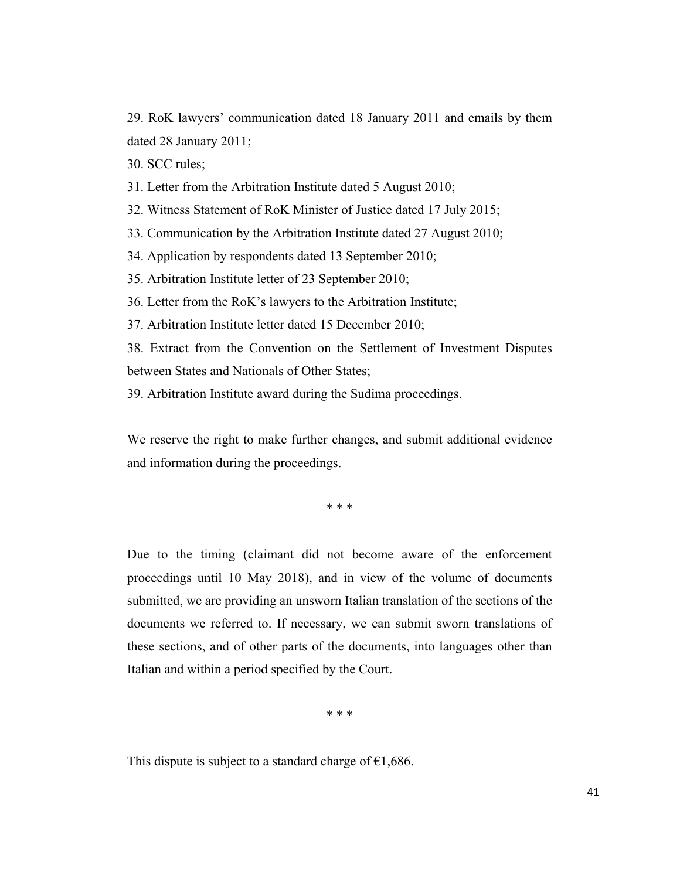29. RoK lawyers' communication dated 18 January 2011 and emails by them dated 28 January 2011;

30. SCC rules;

31. Letter from the Arbitration Institute dated 5 August 2010;

32. Witness Statement of RoK Minister of Justice dated 17 July 2015;

33. Communication by the Arbitration Institute dated 27 August 2010;

34. Application by respondents dated 13 September 2010;

35. Arbitration Institute letter of 23 September 2010;

36. Letter from the RoK's lawyers to the Arbitration Institute;

37. Arbitration Institute letter dated 15 December 2010;

38. Extract from the Convention on the Settlement of Investment Disputes between States and Nationals of Other States;

39. Arbitration Institute award during the Sudima proceedings.

We reserve the right to make further changes, and submit additional evidence and information during the proceedings.

\* \* \*

Due to the timing (claimant did not become aware of the enforcement proceedings until 10 May 2018), and in view of the volume of documents submitted, we are providing an unsworn Italian translation of the sections of the documents we referred to. If necessary, we can submit sworn translations of these sections, and of other parts of the documents, into languages other than Italian and within a period specified by the Court.

\* \* \*

This dispute is subject to a standard charge of €1,686.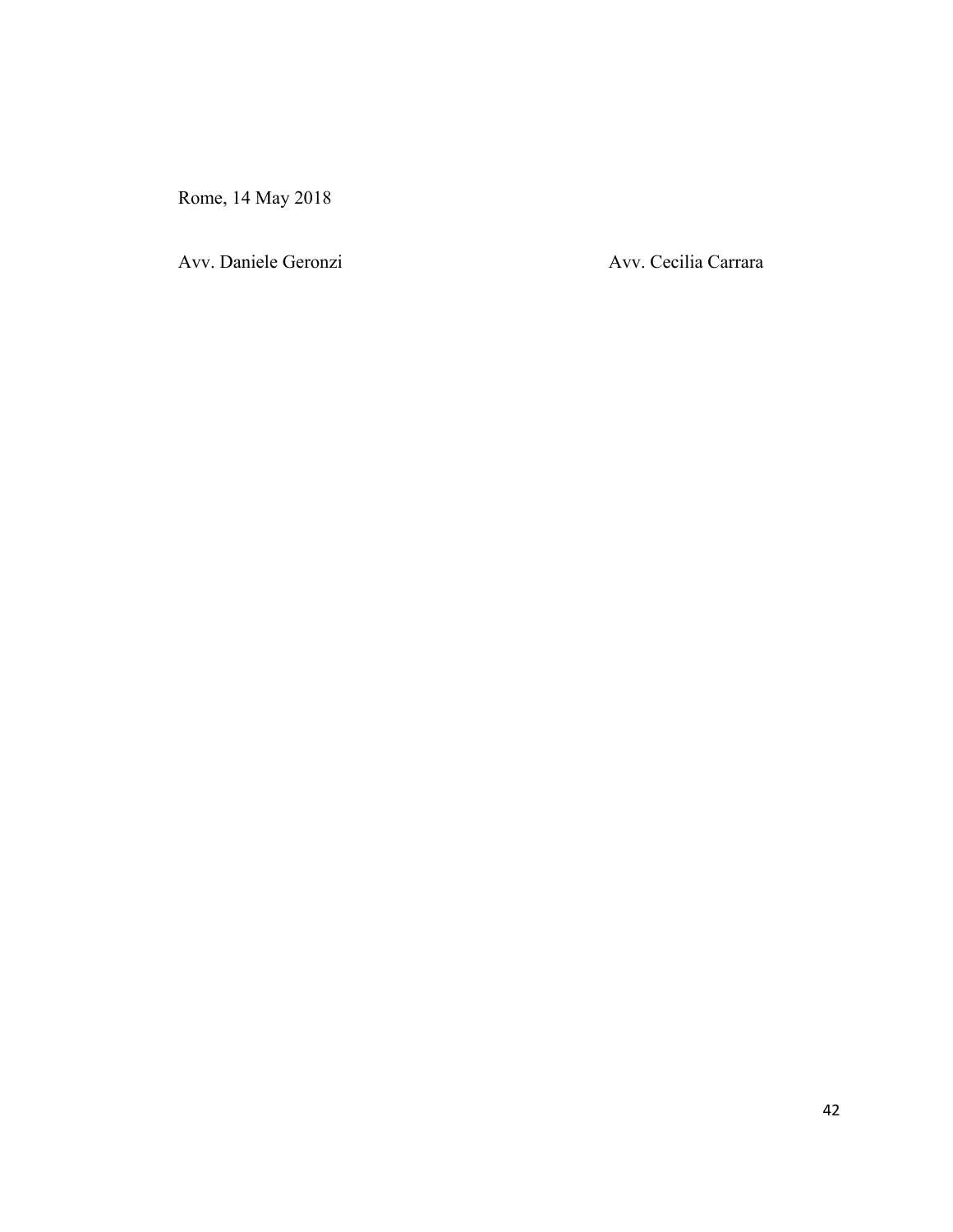Rome, 14 May 2018

Avv. Daniele Geronzi                                        Avv. Cecilia Carrara